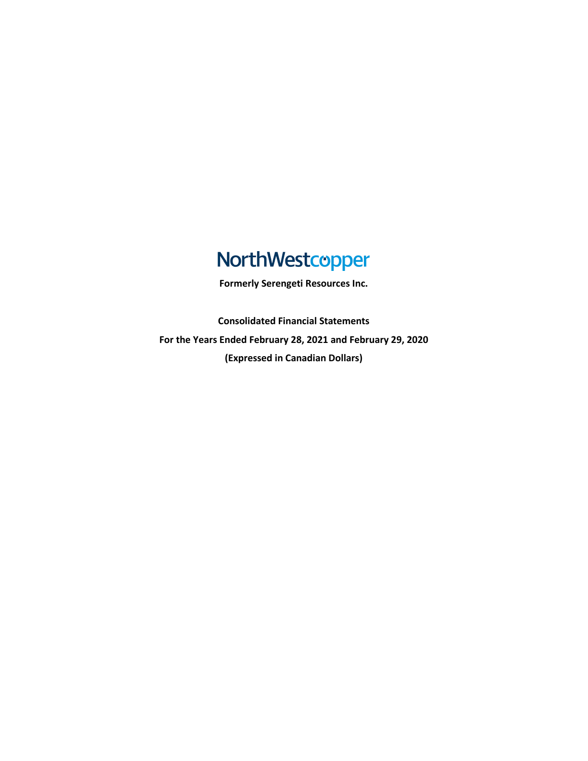# NorthWestcopper

**Formerly Serengeti Resources Inc.**

**Consolidated Financial Statements**

**For the Years Ended February 28, 2021 and February 29, 2020**

**(Expressed in Canadian Dollars)**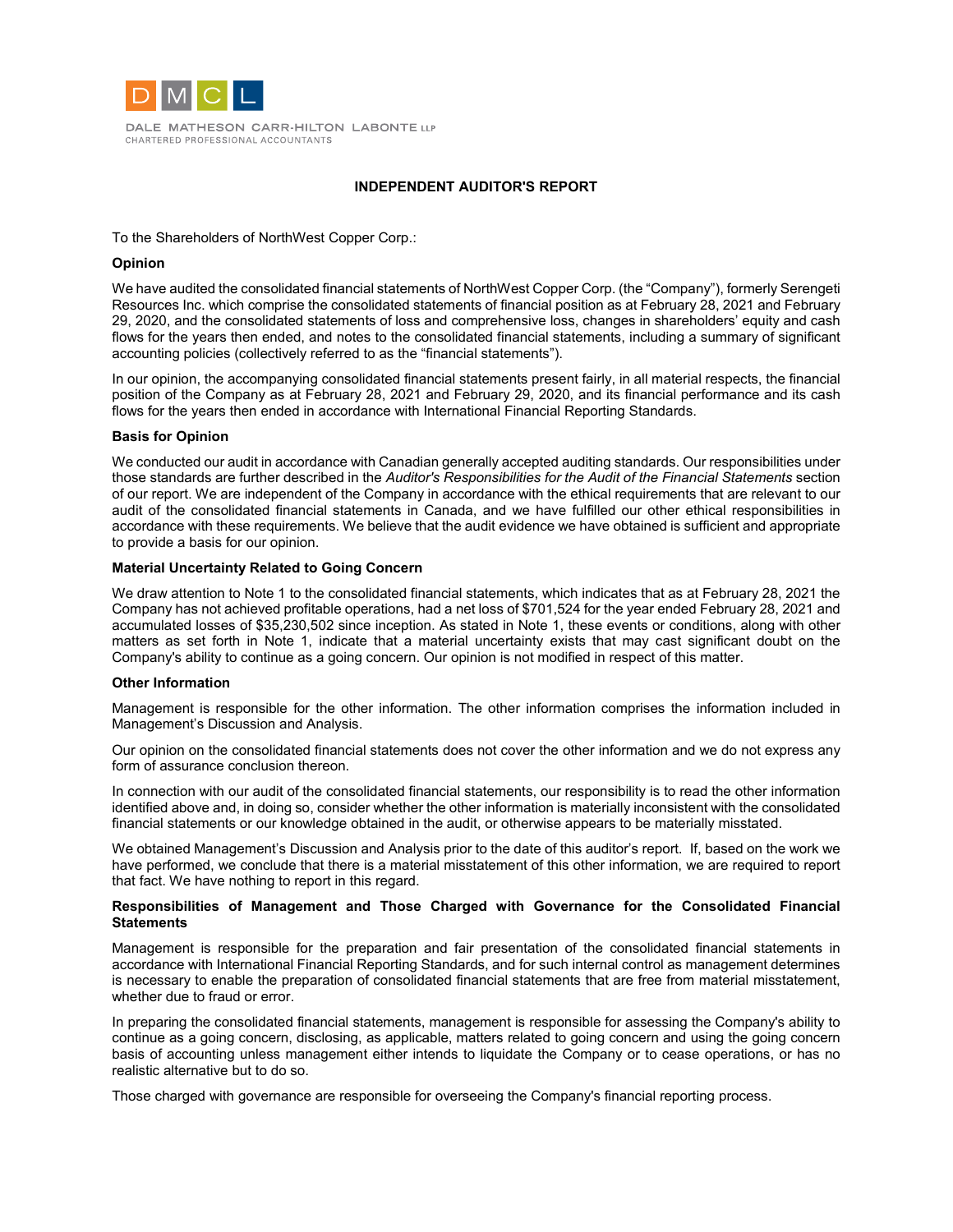DMCL

DALE MATHESON CARR-HILTON LABONTE LLP
CHARTERED PROFESSIONAL ACCOUNTANTS

# INDEPENDENT AUDITOR'S REPORT

To the Shareholders of NorthWest Copper Corp.:

**Opinion**

We have audited the consolidated financial statements of NorthWest Copper Corp. (the "Company"), formerly Serengeti Resources Inc. which comprise the consolidated statements of financial position as at February 28, 2021 and February 29, 2020, and the consolidated statements of loss and comprehensive loss, changes in shareholders' equity and cash flows for the years then ended, and notes to the consolidated financial statements, including a summary of significant accounting policies (collectively referred to as the "financial statements").

In our opinion, the accompanying consolidated financial statements present fairly, in all material respects, the financial position of the Company as at February 28, 2021 and February 29, 2020, and its financial performance and its cash flows for the years then ended in accordance with International Financial Reporting Standards.

**Basis for Opinion**

We conducted our audit in accordance with Canadian generally accepted auditing standards. Our responsibilities under those standards are further described in the *Auditor's Responsibilities for the Audit of the Financial Statements* section of our report. We are independent of the Company in accordance with the ethical requirements that are relevant to our audit of the consolidated financial statements in Canada, and we have fulfilled our other ethical responsibilities in accordance with these requirements. We believe that the audit evidence we have obtained is sufficient and appropriate to provide a basis for our opinion.

**Material Uncertainty Related to Going Concern**

We draw attention to Note 1 to the consolidated financial statements, which indicates that as at February 28, 2021 the Company has not achieved profitable operations, had a net loss of $701,524 for the year ended February 28, 2021 and accumulated losses of $35,230,502 since inception. As stated in Note 1, these events or conditions, along with other matters as set forth in Note 1, indicate that a material uncertainty exists that may cast significant doubt on the Company's ability to continue as a going concern. Our opinion is not modified in respect of this matter.

**Other Information**

Management is responsible for the other information. The other information comprises the information included in Management's Discussion and Analysis.

Our opinion on the consolidated financial statements does not cover the other information and we do not express any form of assurance conclusion thereon.

In connection with our audit of the consolidated financial statements, our responsibility is to read the other information identified above and, in doing so, consider whether the other information is materially inconsistent with the consolidated financial statements or our knowledge obtained in the audit, or otherwise appears to be materially misstated.

We obtained Management's Discussion and Analysis prior to the date of this auditor's report. If, based on the work we have performed, we conclude that there is a material misstatement of this other information, we are required to report that fact. We have nothing to report in this regard.

**Responsibilities of Management and Those Charged with Governance for the Consolidated Financial Statements**

Management is responsible for the preparation and fair presentation of the consolidated financial statements in accordance with International Financial Reporting Standards, and for such internal control as management determines is necessary to enable the preparation of consolidated financial statements that are free from material misstatement, whether due to fraud or error.

In preparing the consolidated financial statements, management is responsible for assessing the Company's ability to continue as a going concern, disclosing, as applicable, matters related to going concern and using the going concern basis of accounting unless management either intends to liquidate the Company or to cease operations, or has no realistic alternative but to do so.

Those charged with governance are responsible for overseeing the Company's financial reporting process.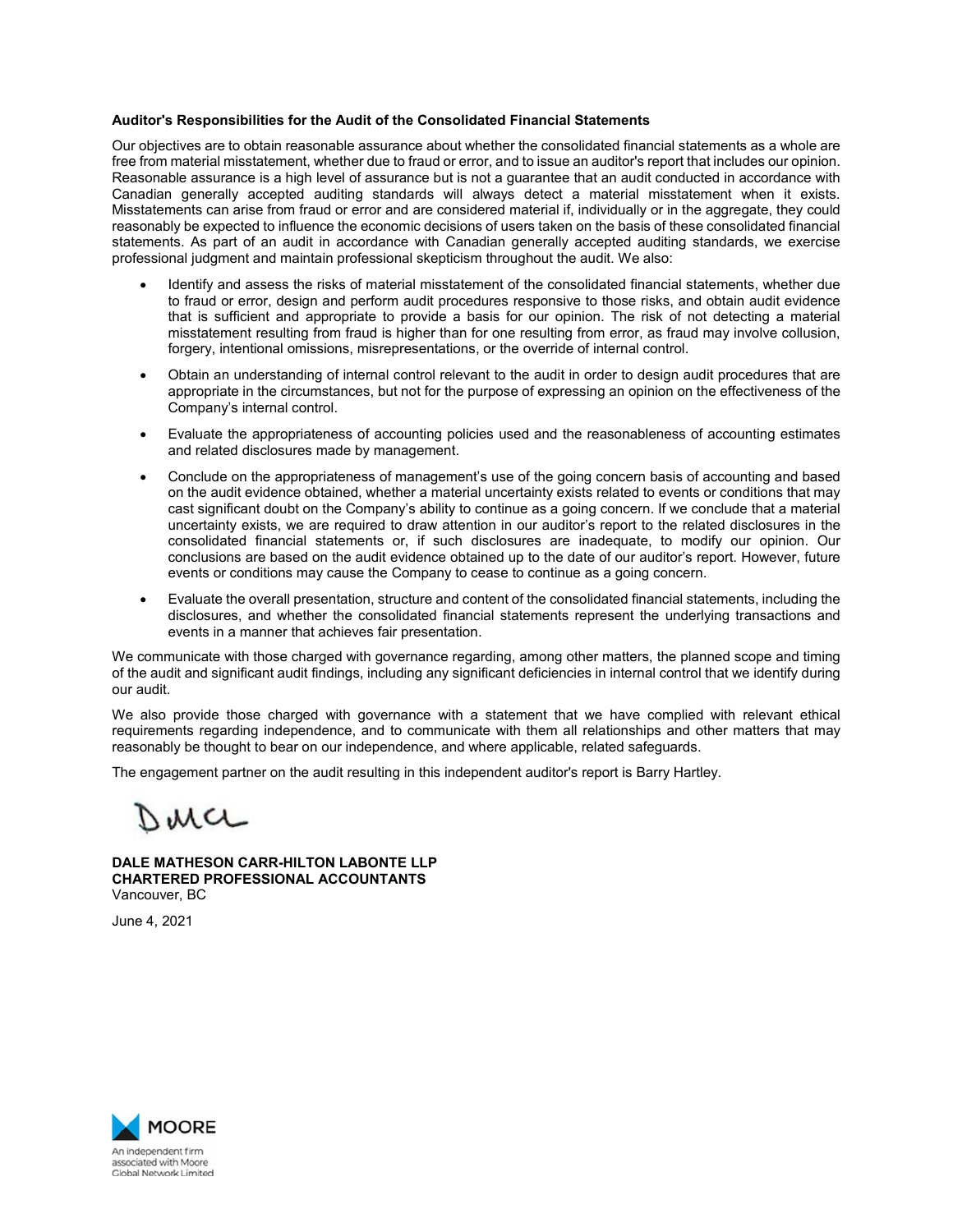**Auditor's Responsibilities for the Audit of the Consolidated Financial Statements**

Our objectives are to obtain reasonable assurance about whether the consolidated financial statements as a whole are free from material misstatement, whether due to fraud or error, and to issue an auditor's report that includes our opinion. Reasonable assurance is a high level of assurance but is not a guarantee that an audit conducted in accordance with Canadian generally accepted auditing standards will always detect a material misstatement when it exists. Misstatements can arise from fraud or error and are considered material if, individually or in the aggregate, they could reasonably be expected to influence the economic decisions of users taken on the basis of these consolidated financial statements. As part of an audit in accordance with Canadian generally accepted auditing standards, we exercise professional judgment and maintain professional skepticism throughout the audit. We also:

- Identify and assess the risks of material misstatement of the consolidated financial statements, whether due to fraud or error, design and perform audit procedures responsive to those risks, and obtain audit evidence that is sufficient and appropriate to provide a basis for our opinion. The risk of not detecting a material misstatement resulting from fraud is higher than for one resulting from error, as fraud may involve collusion, forgery, intentional omissions, misrepresentations, or the override of internal control.
- Obtain an understanding of internal control relevant to the audit in order to design audit procedures that are appropriate in the circumstances, but not for the purpose of expressing an opinion on the effectiveness of the Company's internal control.
- Evaluate the appropriateness of accounting policies used and the reasonableness of accounting estimates and related disclosures made by management.
- Conclude on the appropriateness of management's use of the going concern basis of accounting and based on the audit evidence obtained, whether a material uncertainty exists related to events or conditions that may cast significant doubt on the Company's ability to continue as a going concern. If we conclude that a material uncertainty exists, we are required to draw attention in our auditor's report to the related disclosures in the consolidated financial statements or, if such disclosures are inadequate, to modify our opinion. Our conclusions are based on the audit evidence obtained up to the date of our auditor's report. However, future events or conditions may cause the Company to cease to continue as a going concern.
- Evaluate the overall presentation, structure and content of the consolidated financial statements, including the disclosures, and whether the consolidated financial statements represent the underlying transactions and events in a manner that achieves fair presentation.

We communicate with those charged with governance regarding, among other matters, the planned scope and timing of the audit and significant audit findings, including any significant deficiencies in internal control that we identify during our audit.

We also provide those charged with governance with a statement that we have complied with relevant ethical requirements regarding independence, and to communicate with them all relationships and other matters that may reasonably be thought to bear on our independence, and where applicable, related safeguards.

The engagement partner on the audit resulting in this independent auditor's report is Barry Hartley.

DMCL

**DALE MATHESON CARR-HILTON LABONTE LLP**
**CHARTERED PROFESSIONAL ACCOUNTANTS**
Vancouver, BC

June 4, 2021

MOORE
An independent firm associated with Moore Global Network Limited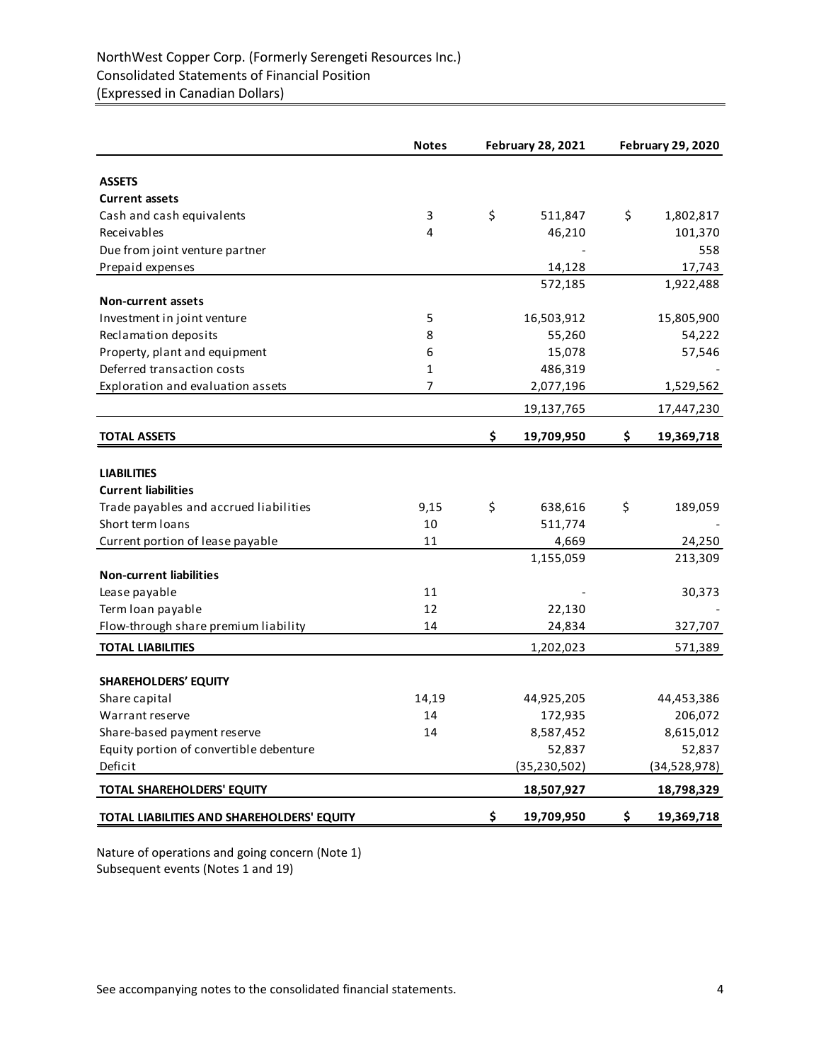NorthWest Copper Corp. (Formerly Serengeti Resources Inc.)
Consolidated Statements of Financial Position
(Expressed in Canadian Dollars)

| | Notes | February 28, 2021 | February 29, 2020 |
|---|---|---|---|
| **ASSETS** | | | |
| **Current assets** | | | |
| Cash and cash equivalents | 3 | $ 511,847 | $ 1,802,817 |
| Receivables | 4 | 46,210 | 101,370 |
| Due from joint venture partner | | - | 558 |
| Prepaid expenses | | 14,128 | 17,743 |
| | | 572,185 | 1,922,488 |
| **Non-current assets** | | | |
| Investment in joint venture | 5 | 16,503,912 | 15,805,900 |
| Reclamation deposits | 8 | 55,260 | 54,222 |
| Property, plant and equipment | 6 | 15,078 | 57,546 |
| Deferred transaction costs | 1 | 486,319 | - |
| Exploration and evaluation assets | 7 | 2,077,196 | 1,529,562 |
| | | 19,137,765 | 17,447,230 |
| **TOTAL ASSETS** | | **$ 19,709,950** | **$ 19,369,718** |
| **LIABILITIES** | | | |
| **Current liabilities** | | | |
| Trade payables and accrued liabilities | 9,15 | $ 638,616 | $ 189,059 |
| Short term loans | 10 | 511,774 | - |
| Current portion of lease payable | 11 | 4,669 | 24,250 |
| | | 1,155,059 | 213,309 |
| **Non-current liabilities** | | | |
| Lease payable | 11 | - | 30,373 |
| Term loan payable | 12 | 22,130 | - |
| Flow-through share premium liability | 14 | 24,834 | 327,707 |
| **TOTAL LIABILITIES** | | 1,202,023 | 571,389 |
| **SHAREHOLDERS' EQUITY** | | | |
| Share capital | 14,19 | 44,925,205 | 44,453,386 |
| Warrant reserve | 14 | 172,935 | 206,072 |
| Share-based payment reserve | 14 | 8,587,452 | 8,615,012 |
| Equity portion of convertible debenture | | 52,837 | 52,837 |
| Deficit | | (35,230,502) | (34,528,978) |
| **TOTAL SHAREHOLDERS' EQUITY** | | **18,507,927** | **18,798,329** |
| **TOTAL LIABILITIES AND SHAREHOLDERS' EQUITY** | | **$ 19,709,950** | **$ 19,369,718** |

Nature of operations and going concern (Note 1)
Subsequent events (Notes 1 and 19)

See accompanying notes to the consolidated financial statements.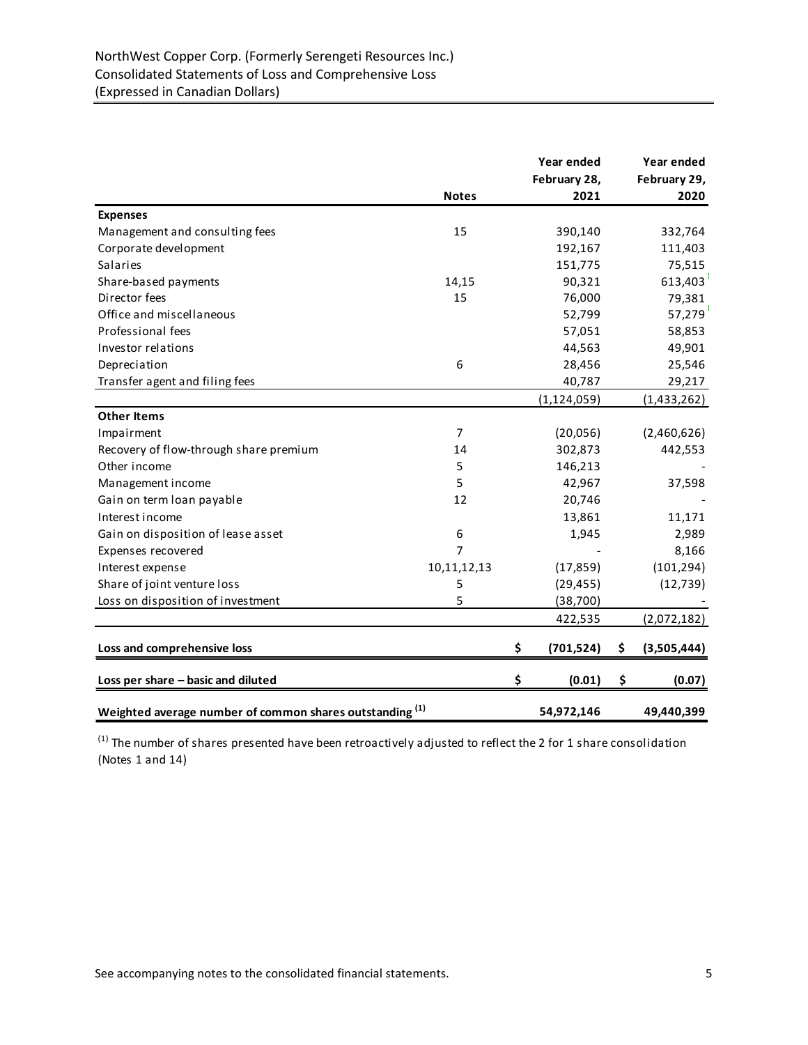NorthWest Copper Corp. (Formerly Serengeti Resources Inc.)
Consolidated Statements of Loss and Comprehensive Loss
(Expressed in Canadian Dollars)

| | Notes | Year ended February 28, 2021 | Year ended February 29, 2020 |
|---|---|---|---|
| **Expenses** | | | |
| Management and consulting fees | 15 | 390,140 | 332,764 |
| Corporate development | | 192,167 | 111,403 |
| Salaries | | 151,775 | 75,515 |
| Share-based payments | 14,15 | 90,321 | 613,403 |
| Director fees | 15 | 76,000 | 79,381 |
| Office and miscellaneous | | 52,799 | 57,279 |
| Professional fees | | 57,051 | 58,853 |
| Investor relations | | 44,563 | 49,901 |
| Depreciation | 6 | 28,456 | 25,546 |
| Transfer agent and filing fees | | 40,787 | 29,217 |
| | | (1,124,059) | (1,433,262) |
| **Other Items** | | | |
| Impairment | 7 | (20,056) | (2,460,626) |
| Recovery of flow-through share premium | 14 | 302,873 | 442,553 |
| Other income | 5 | 146,213 | - |
| Management income | 5 | 42,967 | 37,598 |
| Gain on term loan payable | 12 | 20,746 | - |
| Interest income | | 13,861 | 11,171 |
| Gain on disposition of lease asset | 6 | 1,945 | 2,989 |
| Expenses recovered | 7 | - | 8,166 |
| Interest expense | 10,11,12,13 | (17,859) | (101,294) |
| Share of joint venture loss | 5 | (29,455) | (12,739) |
| Loss on disposition of investment | 5 | (38,700) | - |
| | | 422,535 | (2,072,182) |
| **Loss and comprehensive loss** | | **$ (701,524)** | **$ (3,505,444)** |
| **Loss per share – basic and diluted** | | **$ (0.01)** | **$ (0.07)** |
| **Weighted average number of common shares outstanding (1)** | | **54,972,146** | **49,440,399** |

(1) The number of shares presented have been retroactively adjusted to reflect the 2 for 1 share consolidation (Notes 1 and 14)

See accompanying notes to the consolidated financial statements.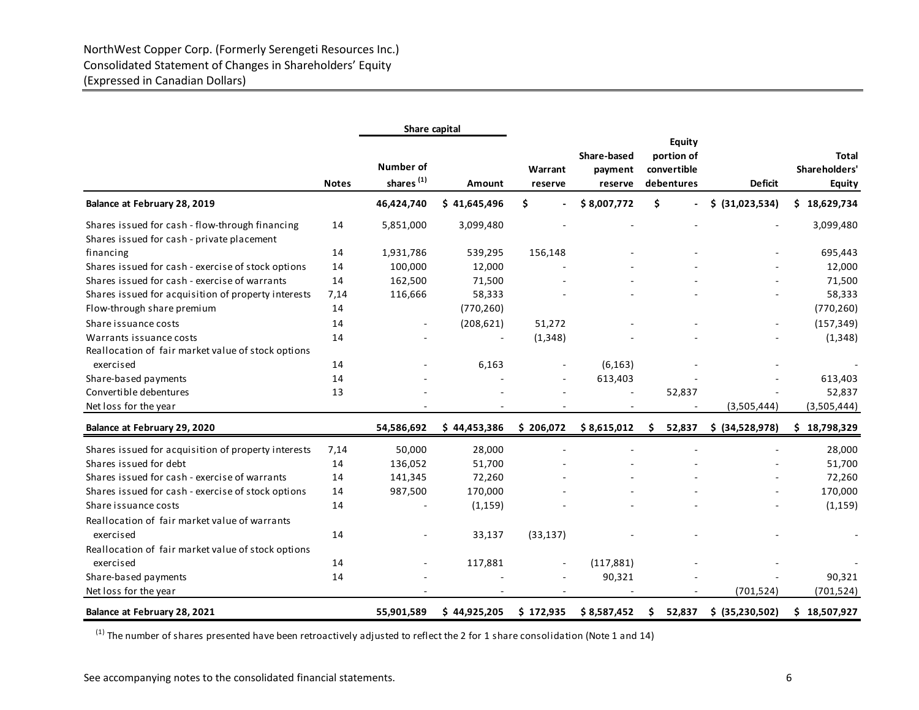NorthWest Copper Corp. (Formerly Serengeti Resources Inc.)
Consolidated Statement of Changes in Shareholders' Equity
(Expressed in Canadian Dollars)

| | Notes | Share capital | | Warrant reserve | Share-based payment reserve | Equity portion of convertible debentures | Deficit | Total Shareholders' Equity |
|---|---|---|---|---|---|---|---|---|
| | | Number of shares [(1)] | Amount | | | | | |
| **Balance at February 28, 2019** | | **46,424,740** | **$ 41,645,496** | **$ -** | **$ 8,007,772** | **$ -** | **$ (31,023,534)** | **$ 18,629,734** |
| Shares issued for cash - flow-through financing | 14 | 5,851,000 | 3,099,480 | - | - | - | - | 3,099,480 |
| Shares issued for cash - private placement financing | 14 | 1,931,786 | 539,295 | 156,148 | - | - | - | 695,443 |
| Shares issued for cash - exercise of stock options | 14 | 100,000 | 12,000 | - | - | - | - | 12,000 |
| Shares issued for cash - exercise of warrants | 14 | 162,500 | 71,500 | - | - | - | - | 71,500 |
| Shares issued for acquisition of property interests | 7,14 | 116,666 | 58,333 | - | - | - | - | 58,333 |
| Flow-through share premium | 14 | | (770,260) | | | | | (770,260) |
| Share issuance costs | 14 | - | (208,621) | 51,272 | - | - | - | (157,349) |
| Warrants issuance costs | 14 | - | - | (1,348) | - | - | - | (1,348) |
| Reallocation of fair market value of stock options exercised | 14 | - | 6,163 | - | (6,163) | - | - | - |
| Share-based payments | 14 | - | - | - | 613,403 | - | - | 613,403 |
| Convertible debentures | 13 | - | - | - | - | 52,837 | - | 52,837 |
| Net loss for the year | | - | - | - | - | - | (3,505,444) | (3,505,444) |
| **Balance at February 29, 2020** | | **54,586,692** | **$ 44,453,386** | **$ 206,072** | **$ 8,615,012** | **$ 52,837** | **$ (34,528,978)** | **$ 18,798,329** |
| Shares issued for acquisition of property interests | 7,14 | 50,000 | 28,000 | - | - | - | - | 28,000 |
| Shares issued for debt | 14 | 136,052 | 51,700 | - | - | - | - | 51,700 |
| Shares issued for cash - exercise of warrants | 14 | 141,345 | 72,260 | - | - | - | - | 72,260 |
| Shares issued for cash - exercise of stock options | 14 | 987,500 | 170,000 | - | - | - | - | 170,000 |
| Share issuance costs | 14 | - | (1,159) | - | - | - | - | (1,159) |
| Reallocation of fair market value of warrants exercised | 14 | - | 33,137 | (33,137) | - | - | - | - |
| Reallocation of fair market value of stock options exercised | 14 | - | 117,881 | - | (117,881) | - | - | - |
| Share-based payments | 14 | - | - | - | 90,321 | - | - | 90,321 |
| Net loss for the year | | - | - | - | - | - | (701,524) | (701,524) |
| **Balance at February 28, 2021** | | **55,901,589** | **$ 44,925,205** | **$ 172,935** | **$ 8,587,452** | **$ 52,837** | **$ (35,230,502)** | **$ 18,507,927** |

[(1)] The number of shares presented have been retroactively adjusted to reflect the 2 for 1 share consolidation (Note 1 and 14)

See accompanying notes to the consolidated financial statements.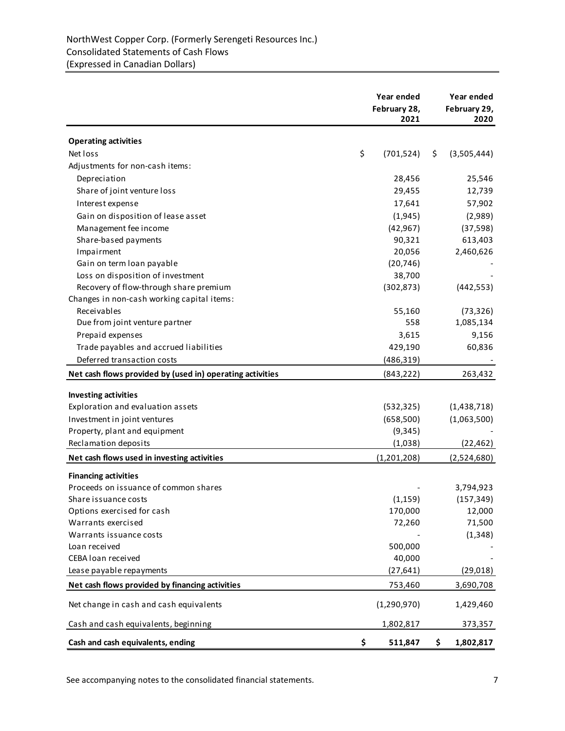NorthWest Copper Corp. (Formerly Serengeti Resources Inc.)
Consolidated Statements of Cash Flows
(Expressed in Canadian Dollars)

| | Year ended February 28, 2021 | Year ended February 29, 2020 |
|---|---|---|
| **Operating activities** | | |
| Net loss | $ (701,524) | $ (3,505,444) |
| Adjustments for non-cash items: | | |
| Depreciation | 28,456 | 25,546 |
| Share of joint venture loss | 29,455 | 12,739 |
| Interest expense | 17,641 | 57,902 |
| Gain on disposition of lease asset | (1,945) | (2,989) |
| Management fee income | (42,967) | (37,598) |
| Share-based payments | 90,321 | 613,403 |
| Impairment | 20,056 | 2,460,626 |
| Gain on term loan payable | (20,746) | - |
| Loss on disposition of investment | 38,700 | - |
| Recovery of flow-through share premium | (302,873) | (442,553) |
| Changes in non-cash working capital items: | | |
| Receivables | 55,160 | (73,326) |
| Due from joint venture partner | 558 | 1,085,134 |
| Prepaid expenses | 3,615 | 9,156 |
| Trade payables and accrued liabilities | 429,190 | 60,836 |
| Deferred transaction costs | (486,319) | - |
| **Net cash flows provided by (used in) operating activities** | (843,222) | 263,432 |
| **Investing activities** | | |
| Exploration and evaluation assets | (532,325) | (1,438,718) |
| Investment in joint ventures | (658,500) | (1,063,500) |
| Property, plant and equipment | (9,345) | - |
| Reclamation deposits | (1,038) | (22,462) |
| **Net cash flows used in investing activities** | (1,201,208) | (2,524,680) |
| **Financing activities** | | |
| Proceeds on issuance of common shares | - | 3,794,923 |
| Share issuance costs | (1,159) | (157,349) |
| Options exercised for cash | 170,000 | 12,000 |
| Warrants exercised | 72,260 | 71,500 |
| Warrants issuance costs | - | (1,348) |
| Loan received | 500,000 | - |
| CEBA loan received | 40,000 | - |
| Lease payable repayments | (27,641) | (29,018) |
| **Net cash flows provided by financing activities** | 753,460 | 3,690,708 |
| Net change in cash and cash equivalents | (1,290,970) | 1,429,460 |
| Cash and cash equivalents, beginning | 1,802,817 | 373,357 |
| **Cash and cash equivalents, ending** | **$ 511,847** | **$ 1,802,817** |

See accompanying notes to the consolidated financial statements.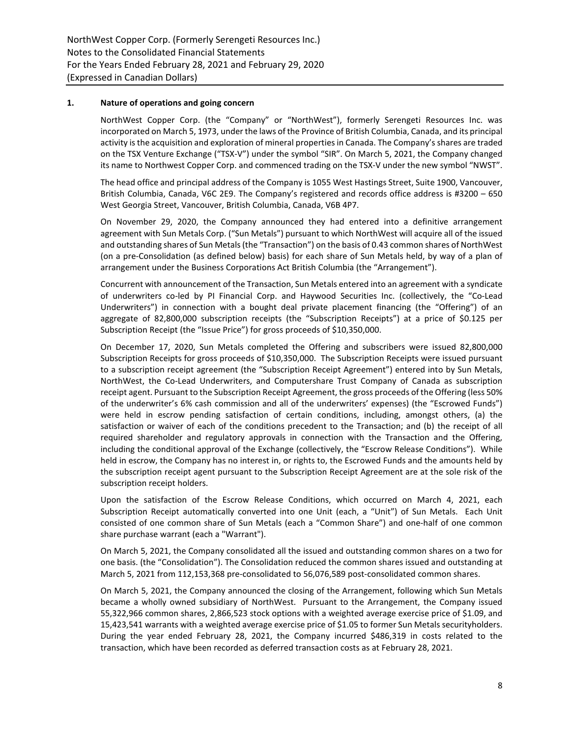## 1. Nature of operations and going concern

NorthWest Copper Corp. (the "Company" or "NorthWest"), formerly Serengeti Resources Inc. was incorporated on March 5, 1973, under the laws of the Province of British Columbia, Canada, and its principal activity is the acquisition and exploration of mineral properties in Canada. The Company's shares are traded on the TSX Venture Exchange ("TSX-V") under the symbol "SIR". On March 5, 2021, the Company changed its name to Northwest Copper Corp. and commenced trading on the TSX-V under the new symbol "NWST".

The head office and principal address of the Company is 1055 West Hastings Street, Suite 1900, Vancouver, British Columbia, Canada, V6C 2E9. The Company's registered and records office address is #3200 – 650 West Georgia Street, Vancouver, British Columbia, Canada, V6B 4P7.

On November 29, 2020, the Company announced they had entered into a definitive arrangement agreement with Sun Metals Corp. ("Sun Metals") pursuant to which NorthWest will acquire all of the issued and outstanding shares of Sun Metals (the "Transaction") on the basis of 0.43 common shares of NorthWest (on a pre-Consolidation (as defined below) basis) for each share of Sun Metals held, by way of a plan of arrangement under the Business Corporations Act British Columbia (the "Arrangement").

Concurrent with announcement of the Transaction, Sun Metals entered into an agreement with a syndicate of underwriters co-led by PI Financial Corp. and Haywood Securities Inc. (collectively, the "Co-Lead Underwriters") in connection with a bought deal private placement financing (the "Offering") of an aggregate of 82,800,000 subscription receipts (the "Subscription Receipts") at a price of $0.125 per Subscription Receipt (the "Issue Price") for gross proceeds of $10,350,000.

On December 17, 2020, Sun Metals completed the Offering and subscribers were issued 82,800,000 Subscription Receipts for gross proceeds of $10,350,000. The Subscription Receipts were issued pursuant to a subscription receipt agreement (the "Subscription Receipt Agreement") entered into by Sun Metals, NorthWest, the Co-Lead Underwriters, and Computershare Trust Company of Canada as subscription receipt agent. Pursuant to the Subscription Receipt Agreement, the gross proceeds of the Offering (less 50% of the underwriter's 6% cash commission and all of the underwriters' expenses) (the "Escrowed Funds") were held in escrow pending satisfaction of certain conditions, including, amongst others, (a) the satisfaction or waiver of each of the conditions precedent to the Transaction; and (b) the receipt of all required shareholder and regulatory approvals in connection with the Transaction and the Offering, including the conditional approval of the Exchange (collectively, the "Escrow Release Conditions"). While held in escrow, the Company has no interest in, or rights to, the Escrowed Funds and the amounts held by the subscription receipt agent pursuant to the Subscription Receipt Agreement are at the sole risk of the subscription receipt holders.

Upon the satisfaction of the Escrow Release Conditions, which occurred on March 4, 2021, each Subscription Receipt automatically converted into one Unit (each, a "Unit") of Sun Metals. Each Unit consisted of one common share of Sun Metals (each a "Common Share") and one-half of one common share purchase warrant (each a "Warrant").

On March 5, 2021, the Company consolidated all the issued and outstanding common shares on a two for one basis. (the "Consolidation"). The Consolidation reduced the common shares issued and outstanding at March 5, 2021 from 112,153,368 pre-consolidated to 56,076,589 post-consolidated common shares.

On March 5, 2021, the Company announced the closing of the Arrangement, following which Sun Metals became a wholly owned subsidiary of NorthWest. Pursuant to the Arrangement, the Company issued 55,322,966 common shares, 2,866,523 stock options with a weighted average exercise price of $1.09, and 15,423,541 warrants with a weighted average exercise price of $1.05 to former Sun Metals securityholders. During the year ended February 28, 2021, the Company incurred $486,319 in costs related to the transaction, which have been recorded as deferred transaction costs as at February 28, 2021.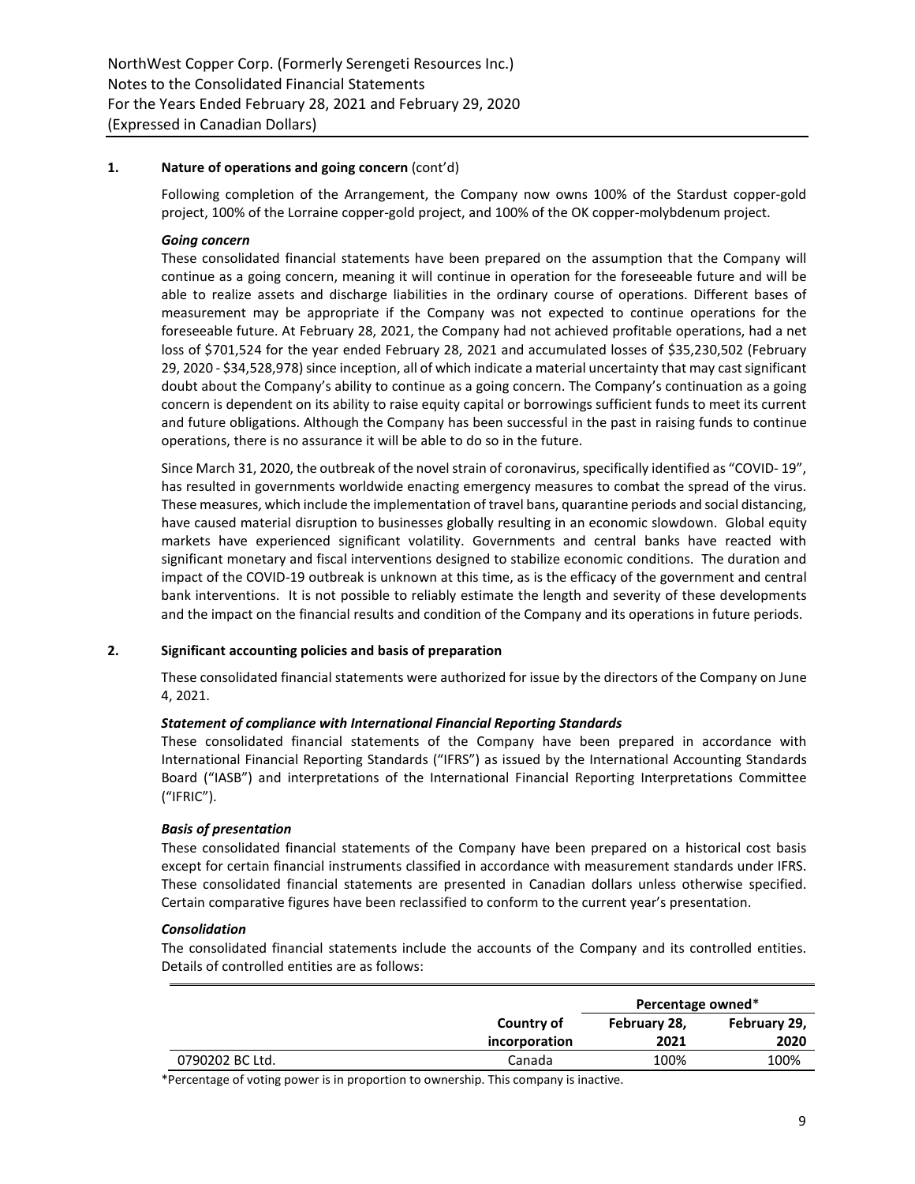## 1. Nature of operations and going concern (cont'd)

Following completion of the Arrangement, the Company now owns 100% of the Stardust copper-gold project, 100% of the Lorraine copper-gold project, and 100% of the OK copper-molybdenum project.

### *Going concern*

These consolidated financial statements have been prepared on the assumption that the Company will continue as a going concern, meaning it will continue in operation for the foreseeable future and will be able to realize assets and discharge liabilities in the ordinary course of operations. Different bases of measurement may be appropriate if the Company was not expected to continue operations for the foreseeable future. At February 28, 2021, the Company had not achieved profitable operations, had a net loss of $701,524 for the year ended February 28, 2021 and accumulated losses of $35,230,502 (February 29, 2020 - $34,528,978) since inception, all of which indicate a material uncertainty that may cast significant doubt about the Company's ability to continue as a going concern. The Company's continuation as a going concern is dependent on its ability to raise equity capital or borrowings sufficient funds to meet its current and future obligations. Although the Company has been successful in the past in raising funds to continue operations, there is no assurance it will be able to do so in the future.

Since March 31, 2020, the outbreak of the novel strain of coronavirus, specifically identified as "COVID- 19", has resulted in governments worldwide enacting emergency measures to combat the spread of the virus. These measures, which include the implementation of travel bans, quarantine periods and social distancing, have caused material disruption to businesses globally resulting in an economic slowdown. Global equity markets have experienced significant volatility. Governments and central banks have reacted with significant monetary and fiscal interventions designed to stabilize economic conditions. The duration and impact of the COVID-19 outbreak is unknown at this time, as is the efficacy of the government and central bank interventions. It is not possible to reliably estimate the length and severity of these developments and the impact on the financial results and condition of the Company and its operations in future periods.

## 2. Significant accounting policies and basis of preparation

These consolidated financial statements were authorized for issue by the directors of the Company on June 4, 2021.

### *Statement of compliance with International Financial Reporting Standards*

These consolidated financial statements of the Company have been prepared in accordance with International Financial Reporting Standards ("IFRS") as issued by the International Accounting Standards Board ("IASB") and interpretations of the International Financial Reporting Interpretations Committee ("IFRIC").

### *Basis of presentation*

These consolidated financial statements of the Company have been prepared on a historical cost basis except for certain financial instruments classified in accordance with measurement standards under IFRS. These consolidated financial statements are presented in Canadian dollars unless otherwise specified. Certain comparative figures have been reclassified to conform to the current year's presentation.

### *Consolidation*

The consolidated financial statements include the accounts of the Company and its controlled entities. Details of controlled entities are as follows:

| | | Percentage owned* | |
|---|---|---|---|
| | Country of incorporation | February 28, 2021 | February 29, 2020 |
| 0790202 BC Ltd. | Canada | 100% | 100% |

*Percentage of voting power is in proportion to ownership. This company is inactive.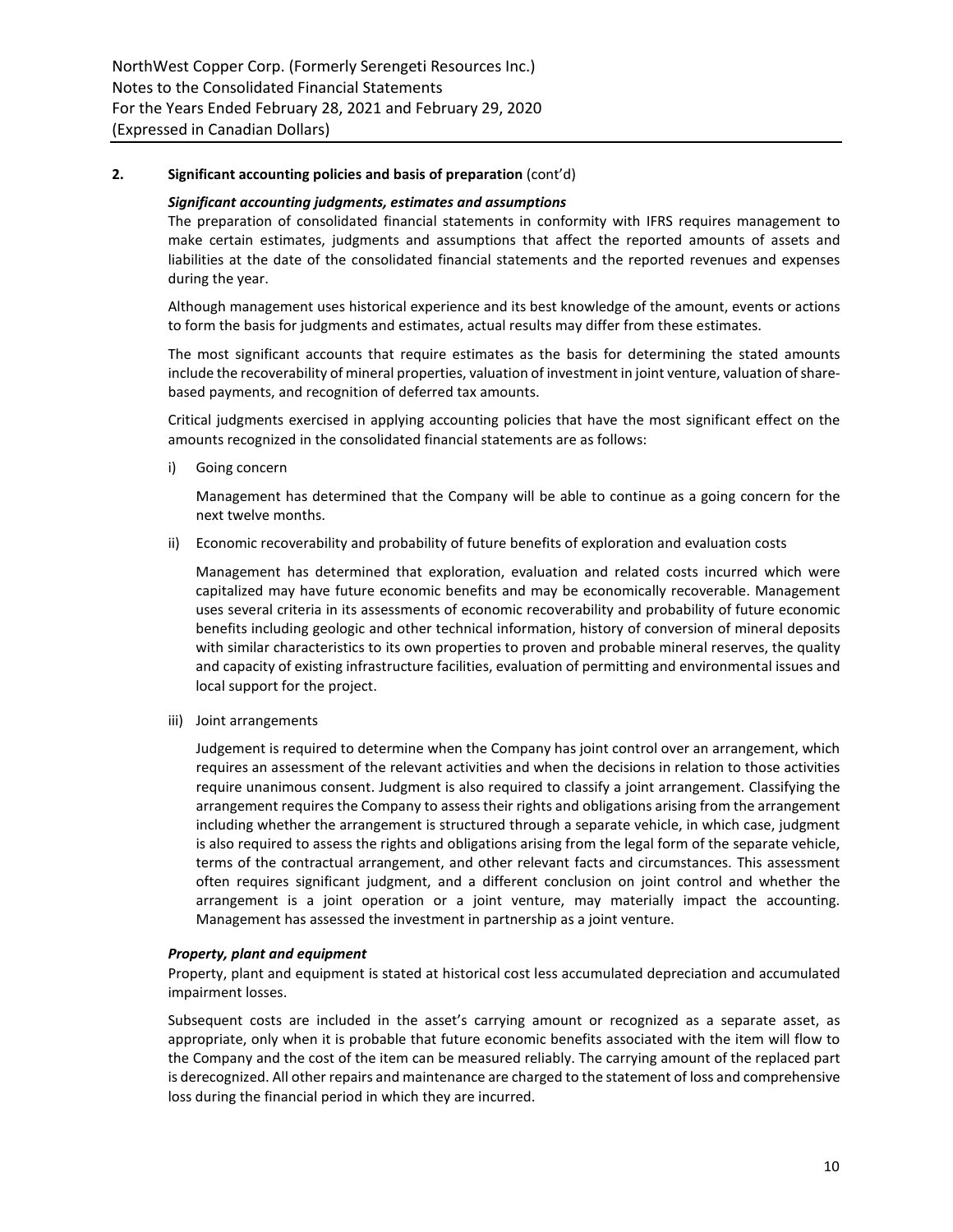## 2. Significant accounting policies and basis of preparation (cont'd)

***Significant accounting judgments, estimates and assumptions***

The preparation of consolidated financial statements in conformity with IFRS requires management to make certain estimates, judgments and assumptions that affect the reported amounts of assets and liabilities at the date of the consolidated financial statements and the reported revenues and expenses during the year.

Although management uses historical experience and its best knowledge of the amount, events or actions to form the basis for judgments and estimates, actual results may differ from these estimates.

The most significant accounts that require estimates as the basis for determining the stated amounts include the recoverability of mineral properties, valuation of investment in joint venture, valuation of share-based payments, and recognition of deferred tax amounts.

Critical judgments exercised in applying accounting policies that have the most significant effect on the amounts recognized in the consolidated financial statements are as follows:

i) Going concern

   Management has determined that the Company will be able to continue as a going concern for the next twelve months.

ii) Economic recoverability and probability of future benefits of exploration and evaluation costs

   Management has determined that exploration, evaluation and related costs incurred which were capitalized may have future economic benefits and may be economically recoverable. Management uses several criteria in its assessments of economic recoverability and probability of future economic benefits including geologic and other technical information, history of conversion of mineral deposits with similar characteristics to its own properties to proven and probable mineral reserves, the quality and capacity of existing infrastructure facilities, evaluation of permitting and environmental issues and local support for the project.

iii) Joint arrangements

   Judgement is required to determine when the Company has joint control over an arrangement, which requires an assessment of the relevant activities and when the decisions in relation to those activities require unanimous consent. Judgment is also required to classify a joint arrangement. Classifying the arrangement requires the Company to assess their rights and obligations arising from the arrangement including whether the arrangement is structured through a separate vehicle, in which case, judgment is also required to assess the rights and obligations arising from the legal form of the separate vehicle, terms of the contractual arrangement, and other relevant facts and circumstances. This assessment often requires significant judgment, and a different conclusion on joint control and whether the arrangement is a joint operation or a joint venture, may materially impact the accounting. Management has assessed the investment in partnership as a joint venture.

***Property, plant and equipment***

Property, plant and equipment is stated at historical cost less accumulated depreciation and accumulated impairment losses.

Subsequent costs are included in the asset's carrying amount or recognized as a separate asset, as appropriate, only when it is probable that future economic benefits associated with the item will flow to the Company and the cost of the item can be measured reliably. The carrying amount of the replaced part is derecognized. All other repairs and maintenance are charged to the statement of loss and comprehensive loss during the financial period in which they are incurred.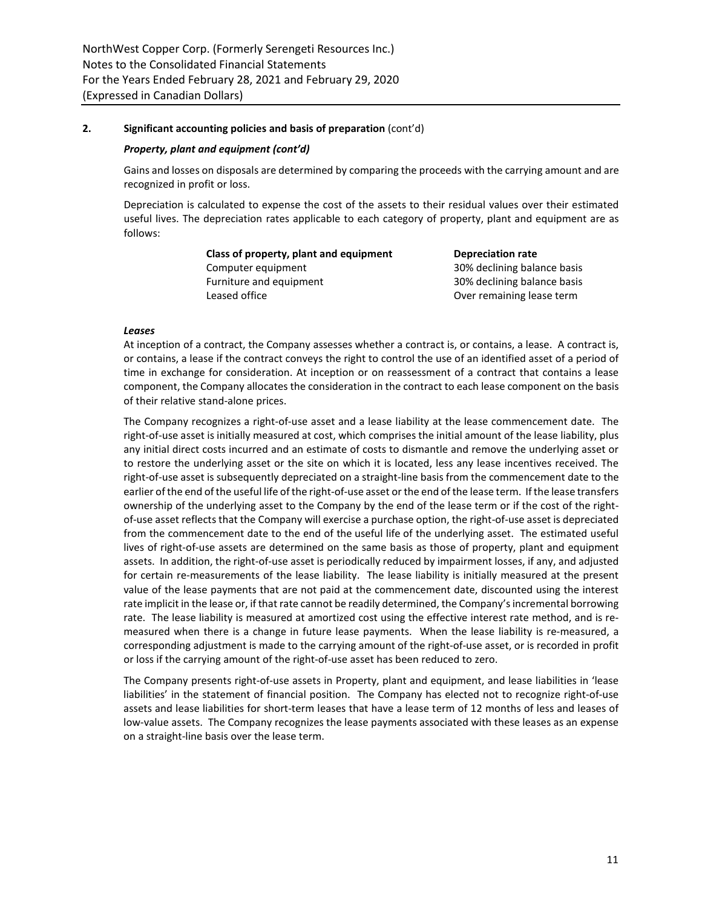## 2. Significant accounting policies and basis of preparation (cont'd)

### *Property, plant and equipment (cont'd)*

Gains and losses on disposals are determined by comparing the proceeds with the carrying amount and are recognized in profit or loss.

Depreciation is calculated to expense the cost of the assets to their residual values over their estimated useful lives. The depreciation rates applicable to each category of property, plant and equipment are as follows:

| Class of property, plant and equipment | Depreciation rate |
| --- | --- |
| Computer equipment | 30% declining balance basis |
| Furniture and equipment | 30% declining balance basis |
| Leased office | Over remaining lease term |

### *Leases*

At inception of a contract, the Company assesses whether a contract is, or contains, a lease. A contract is, or contains, a lease if the contract conveys the right to control the use of an identified asset of a period of time in exchange for consideration. At inception or on reassessment of a contract that contains a lease component, the Company allocates the consideration in the contract to each lease component on the basis of their relative stand-alone prices.

The Company recognizes a right-of-use asset and a lease liability at the lease commencement date. The right-of-use asset is initially measured at cost, which comprises the initial amount of the lease liability, plus any initial direct costs incurred and an estimate of costs to dismantle and remove the underlying asset or to restore the underlying asset or the site on which it is located, less any lease incentives received. The right-of-use asset is subsequently depreciated on a straight-line basis from the commencement date to the earlier of the end of the useful life of the right-of-use asset or the end of the lease term. If the lease transfers ownership of the underlying asset to the Company by the end of the lease term or if the cost of the right-of-use asset reflects that the Company will exercise a purchase option, the right-of-use asset is depreciated from the commencement date to the end of the useful life of the underlying asset. The estimated useful lives of right-of-use assets are determined on the same basis as those of property, plant and equipment assets. In addition, the right-of-use asset is periodically reduced by impairment losses, if any, and adjusted for certain re-measurements of the lease liability. The lease liability is initially measured at the present value of the lease payments that are not paid at the commencement date, discounted using the interest rate implicit in the lease or, if that rate cannot be readily determined, the Company's incremental borrowing rate. The lease liability is measured at amortized cost using the effective interest rate method, and is re-measured when there is a change in future lease payments. When the lease liability is re-measured, a corresponding adjustment is made to the carrying amount of the right-of-use asset, or is recorded in profit or loss if the carrying amount of the right-of-use asset has been reduced to zero.

The Company presents right-of-use assets in Property, plant and equipment, and lease liabilities in 'lease liabilities' in the statement of financial position. The Company has elected not to recognize right-of-use assets and lease liabilities for short-term leases that have a lease term of 12 months of less and leases of low-value assets. The Company recognizes the lease payments associated with these leases as an expense on a straight-line basis over the lease term.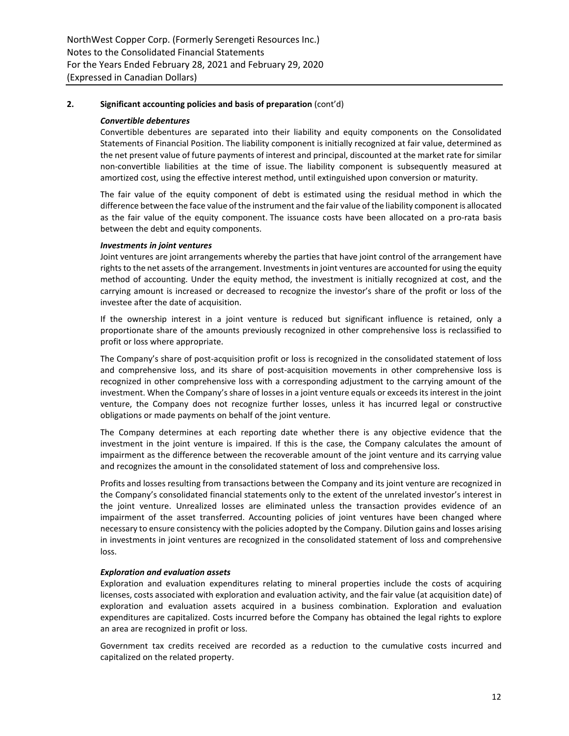## 2. Significant accounting policies and basis of preparation (cont'd)

### *Convertible debentures*

Convertible debentures are separated into their liability and equity components on the Consolidated Statements of Financial Position. The liability component is initially recognized at fair value, determined as the net present value of future payments of interest and principal, discounted at the market rate for similar non-convertible liabilities at the time of issue. The liability component is subsequently measured at amortized cost, using the effective interest method, until extinguished upon conversion or maturity.

The fair value of the equity component of debt is estimated using the residual method in which the difference between the face value of the instrument and the fair value of the liability component is allocated as the fair value of the equity component. The issuance costs have been allocated on a pro-rata basis between the debt and equity components.

### *Investments in joint ventures*

Joint ventures are joint arrangements whereby the parties that have joint control of the arrangement have rights to the net assets of the arrangement. Investments in joint ventures are accounted for using the equity method of accounting. Under the equity method, the investment is initially recognized at cost, and the carrying amount is increased or decreased to recognize the investor's share of the profit or loss of the investee after the date of acquisition.

If the ownership interest in a joint venture is reduced but significant influence is retained, only a proportionate share of the amounts previously recognized in other comprehensive loss is reclassified to profit or loss where appropriate.

The Company's share of post-acquisition profit or loss is recognized in the consolidated statement of loss and comprehensive loss, and its share of post-acquisition movements in other comprehensive loss is recognized in other comprehensive loss with a corresponding adjustment to the carrying amount of the investment. When the Company's share of losses in a joint venture equals or exceeds its interest in the joint venture, the Company does not recognize further losses, unless it has incurred legal or constructive obligations or made payments on behalf of the joint venture.

The Company determines at each reporting date whether there is any objective evidence that the investment in the joint venture is impaired. If this is the case, the Company calculates the amount of impairment as the difference between the recoverable amount of the joint venture and its carrying value and recognizes the amount in the consolidated statement of loss and comprehensive loss.

Profits and losses resulting from transactions between the Company and its joint venture are recognized in the Company's consolidated financial statements only to the extent of the unrelated investor's interest in the joint venture. Unrealized losses are eliminated unless the transaction provides evidence of an impairment of the asset transferred. Accounting policies of joint ventures have been changed where necessary to ensure consistency with the policies adopted by the Company. Dilution gains and losses arising in investments in joint ventures are recognized in the consolidated statement of loss and comprehensive loss.

### *Exploration and evaluation assets*

Exploration and evaluation expenditures relating to mineral properties include the costs of acquiring licenses, costs associated with exploration and evaluation activity, and the fair value (at acquisition date) of exploration and evaluation assets acquired in a business combination. Exploration and evaluation expenditures are capitalized. Costs incurred before the Company has obtained the legal rights to explore an area are recognized in profit or loss.

Government tax credits received are recorded as a reduction to the cumulative costs incurred and capitalized on the related property.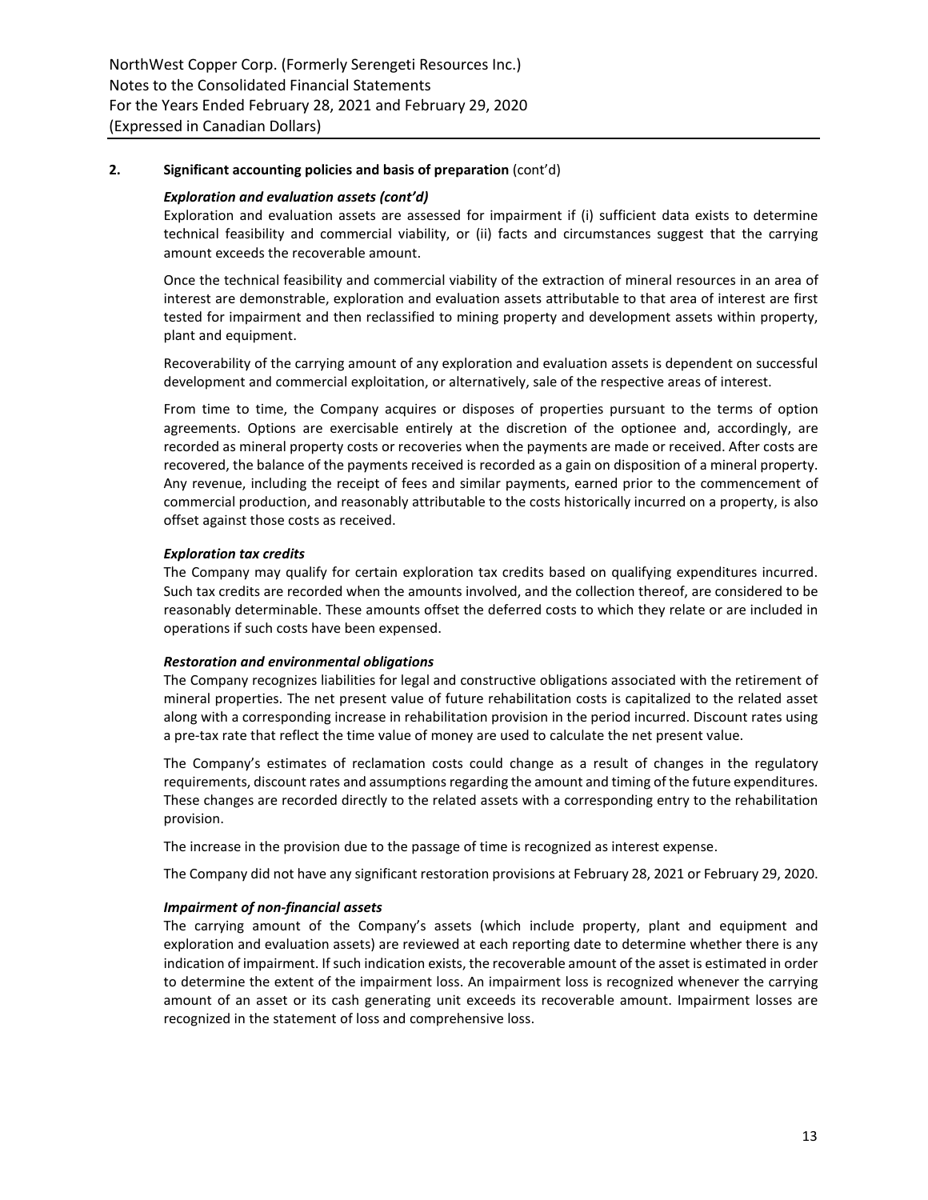## 2. Significant accounting policies and basis of preparation (cont'd)

***Exploration and evaluation assets (cont'd)***

Exploration and evaluation assets are assessed for impairment if (i) sufficient data exists to determine technical feasibility and commercial viability, or (ii) facts and circumstances suggest that the carrying amount exceeds the recoverable amount.

Once the technical feasibility and commercial viability of the extraction of mineral resources in an area of interest are demonstrable, exploration and evaluation assets attributable to that area of interest are first tested for impairment and then reclassified to mining property and development assets within property, plant and equipment.

Recoverability of the carrying amount of any exploration and evaluation assets is dependent on successful development and commercial exploitation, or alternatively, sale of the respective areas of interest.

From time to time, the Company acquires or disposes of properties pursuant to the terms of option agreements. Options are exercisable entirely at the discretion of the optionee and, accordingly, are recorded as mineral property costs or recoveries when the payments are made or received. After costs are recovered, the balance of the payments received is recorded as a gain on disposition of a mineral property. Any revenue, including the receipt of fees and similar payments, earned prior to the commencement of commercial production, and reasonably attributable to the costs historically incurred on a property, is also offset against those costs as received.

***Exploration tax credits***

The Company may qualify for certain exploration tax credits based on qualifying expenditures incurred. Such tax credits are recorded when the amounts involved, and the collection thereof, are considered to be reasonably determinable. These amounts offset the deferred costs to which they relate or are included in operations if such costs have been expensed.

***Restoration and environmental obligations***

The Company recognizes liabilities for legal and constructive obligations associated with the retirement of mineral properties. The net present value of future rehabilitation costs is capitalized to the related asset along with a corresponding increase in rehabilitation provision in the period incurred. Discount rates using a pre-tax rate that reflect the time value of money are used to calculate the net present value.

The Company's estimates of reclamation costs could change as a result of changes in the regulatory requirements, discount rates and assumptions regarding the amount and timing of the future expenditures. These changes are recorded directly to the related assets with a corresponding entry to the rehabilitation provision.

The increase in the provision due to the passage of time is recognized as interest expense.

The Company did not have any significant restoration provisions at February 28, 2021 or February 29, 2020.

***Impairment of non-financial assets***

The carrying amount of the Company's assets (which include property, plant and equipment and exploration and evaluation assets) are reviewed at each reporting date to determine whether there is any indication of impairment. If such indication exists, the recoverable amount of the asset is estimated in order to determine the extent of the impairment loss. An impairment loss is recognized whenever the carrying amount of an asset or its cash generating unit exceeds its recoverable amount. Impairment losses are recognized in the statement of loss and comprehensive loss.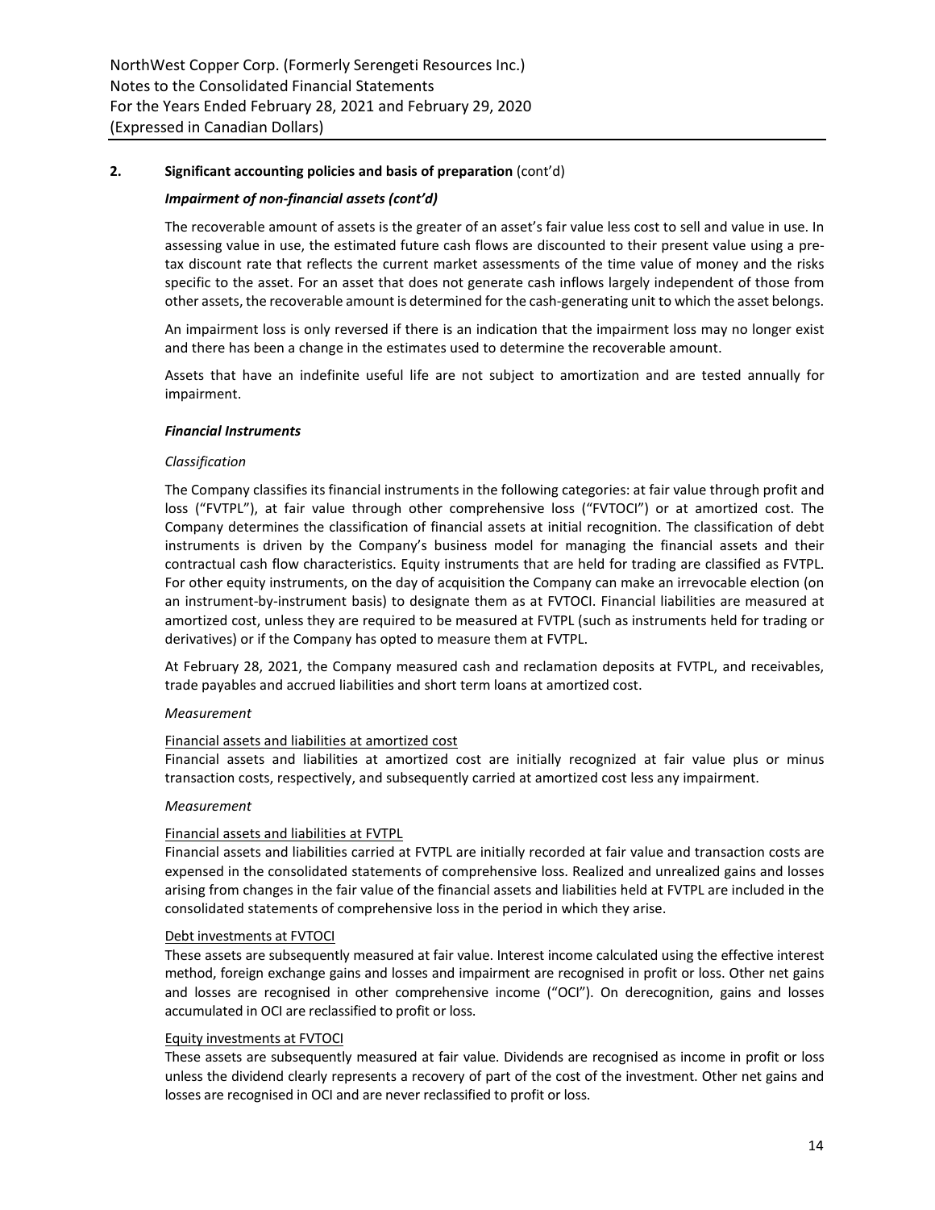## 2. Significant accounting policies and basis of preparation (cont'd)

### *Impairment of non-financial assets (cont'd)*

The recoverable amount of assets is the greater of an asset's fair value less cost to sell and value in use. In assessing value in use, the estimated future cash flows are discounted to their present value using a pre-tax discount rate that reflects the current market assessments of the time value of money and the risks specific to the asset. For an asset that does not generate cash inflows largely independent of those from other assets, the recoverable amount is determined for the cash-generating unit to which the asset belongs.

An impairment loss is only reversed if there is an indication that the impairment loss may no longer exist and there has been a change in the estimates used to determine the recoverable amount.

Assets that have an indefinite useful life are not subject to amortization and are tested annually for impairment.

### *Financial Instruments*

*Classification*

The Company classifies its financial instruments in the following categories: at fair value through profit and loss ("FVTPL"), at fair value through other comprehensive loss ("FVTOCI") or at amortized cost. The Company determines the classification of financial assets at initial recognition. The classification of debt instruments is driven by the Company's business model for managing the financial assets and their contractual cash flow characteristics. Equity instruments that are held for trading are classified as FVTPL. For other equity instruments, on the day of acquisition the Company can make an irrevocable election (on an instrument-by-instrument basis) to designate them as at FVTOCI. Financial liabilities are measured at amortized cost, unless they are required to be measured at FVTPL (such as instruments held for trading or derivatives) or if the Company has opted to measure them at FVTPL.

At February 28, 2021, the Company measured cash and reclamation deposits at FVTPL, and receivables, trade payables and accrued liabilities and short term loans at amortized cost.

*Measurement*

Financial assets and liabilities at amortized cost

Financial assets and liabilities at amortized cost are initially recognized at fair value plus or minus transaction costs, respectively, and subsequently carried at amortized cost less any impairment.

*Measurement*

Financial assets and liabilities at FVTPL

Financial assets and liabilities carried at FVTPL are initially recorded at fair value and transaction costs are expensed in the consolidated statements of comprehensive loss. Realized and unrealized gains and losses arising from changes in the fair value of the financial assets and liabilities held at FVTPL are included in the consolidated statements of comprehensive loss in the period in which they arise.

Debt investments at FVTOCI

These assets are subsequently measured at fair value. Interest income calculated using the effective interest method, foreign exchange gains and losses and impairment are recognised in profit or loss. Other net gains and losses are recognised in other comprehensive income ("OCI"). On derecognition, gains and losses accumulated in OCI are reclassified to profit or loss.

Equity investments at FVTOCI

These assets are subsequently measured at fair value. Dividends are recognised as income in profit or loss unless the dividend clearly represents a recovery of part of the cost of the investment. Other net gains and losses are recognised in OCI and are never reclassified to profit or loss.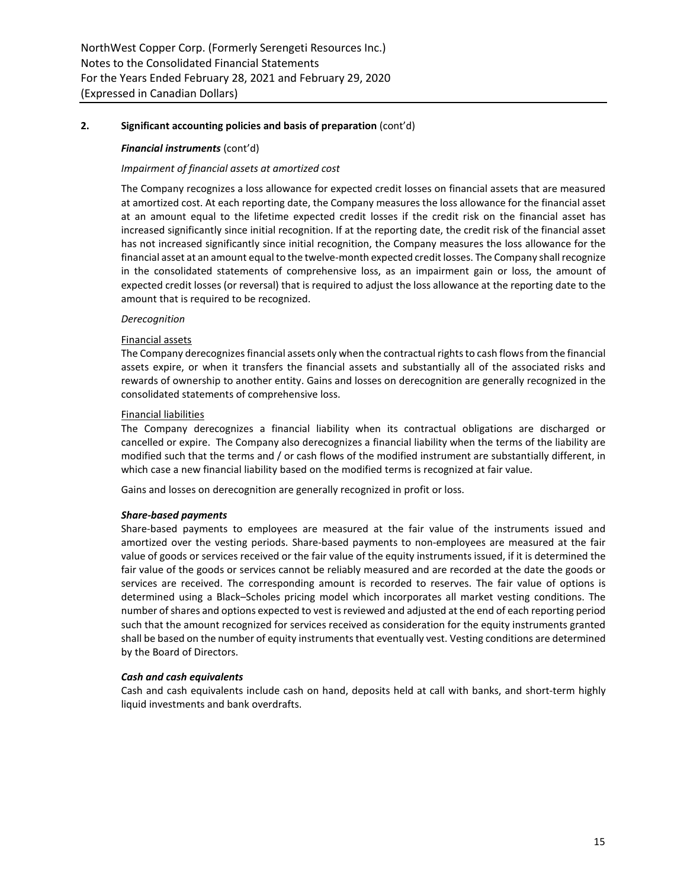## 2. Significant accounting policies and basis of preparation (cont'd)

***Financial instruments*** (cont'd)

*Impairment of financial assets at amortized cost*

The Company recognizes a loss allowance for expected credit losses on financial assets that are measured at amortized cost. At each reporting date, the Company measures the loss allowance for the financial asset at an amount equal to the lifetime expected credit losses if the credit risk on the financial asset has increased significantly since initial recognition. If at the reporting date, the credit risk of the financial asset has not increased significantly since initial recognition, the Company measures the loss allowance for the financial asset at an amount equal to the twelve-month expected credit losses. The Company shall recognize in the consolidated statements of comprehensive loss, as an impairment gain or loss, the amount of expected credit losses (or reversal) that is required to adjust the loss allowance at the reporting date to the amount that is required to be recognized.

*Derecognition*

Financial assets

The Company derecognizes financial assets only when the contractual rights to cash flows from the financial assets expire, or when it transfers the financial assets and substantially all of the associated risks and rewards of ownership to another entity. Gains and losses on derecognition are generally recognized in the consolidated statements of comprehensive loss.

Financial liabilities

The Company derecognizes a financial liability when its contractual obligations are discharged or cancelled or expire. The Company also derecognizes a financial liability when the terms of the liability are modified such that the terms and / or cash flows of the modified instrument are substantially different, in which case a new financial liability based on the modified terms is recognized at fair value.

Gains and losses on derecognition are generally recognized in profit or loss.

***Share-based payments***

Share-based payments to employees are measured at the fair value of the instruments issued and amortized over the vesting periods. Share-based payments to non-employees are measured at the fair value of goods or services received or the fair value of the equity instruments issued, if it is determined the fair value of the goods or services cannot be reliably measured and are recorded at the date the goods or services are received. The corresponding amount is recorded to reserves. The fair value of options is determined using a Black–Scholes pricing model which incorporates all market vesting conditions. The number of shares and options expected to vest is reviewed and adjusted at the end of each reporting period such that the amount recognized for services received as consideration for the equity instruments granted shall be based on the number of equity instruments that eventually vest. Vesting conditions are determined by the Board of Directors.

***Cash and cash equivalents***

Cash and cash equivalents include cash on hand, deposits held at call with banks, and short-term highly liquid investments and bank overdrafts.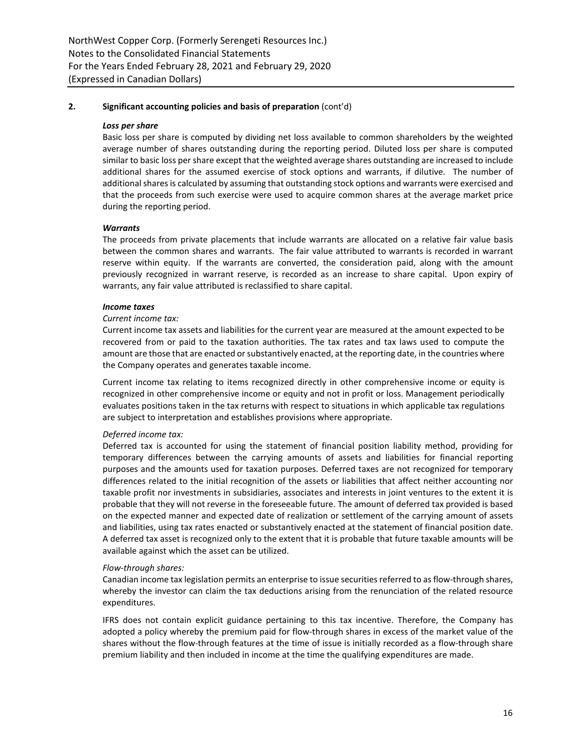## 2. Significant accounting policies and basis of preparation (cont'd)

### *Loss per share*

Basic loss per share is computed by dividing net loss available to common shareholders by the weighted average number of shares outstanding during the reporting period. Diluted loss per share is computed similar to basic loss per share except that the weighted average shares outstanding are increased to include additional shares for the assumed exercise of stock options and warrants, if dilutive. The number of additional shares is calculated by assuming that outstanding stock options and warrants were exercised and that the proceeds from such exercise were used to acquire common shares at the average market price during the reporting period.

### *Warrants*

The proceeds from private placements that include warrants are allocated on a relative fair value basis between the common shares and warrants. The fair value attributed to warrants is recorded in warrant reserve within equity. If the warrants are converted, the consideration paid, along with the amount previously recognized in warrant reserve, is recorded as an increase to share capital. Upon expiry of warrants, any fair value attributed is reclassified to share capital.

### *Income taxes*

*Current income tax:*

Current income tax assets and liabilities for the current year are measured at the amount expected to be recovered from or paid to the taxation authorities. The tax rates and tax laws used to compute the amount are those that are enacted or substantively enacted, at the reporting date, in the countries where the Company operates and generates taxable income.

Current income tax relating to items recognized directly in other comprehensive income or equity is recognized in other comprehensive income or equity and not in profit or loss. Management periodically evaluates positions taken in the tax returns with respect to situations in which applicable tax regulations are subject to interpretation and establishes provisions where appropriate.

*Deferred income tax:*

Deferred tax is accounted for using the statement of financial position liability method, providing for temporary differences between the carrying amounts of assets and liabilities for financial reporting purposes and the amounts used for taxation purposes. Deferred taxes are not recognized for temporary differences related to the initial recognition of the assets or liabilities that affect neither accounting nor taxable profit nor investments in subsidiaries, associates and interests in joint ventures to the extent it is probable that they will not reverse in the foreseeable future. The amount of deferred tax provided is based on the expected manner and expected date of realization or settlement of the carrying amount of assets and liabilities, using tax rates enacted or substantively enacted at the statement of financial position date. A deferred tax asset is recognized only to the extent that it is probable that future taxable amounts will be available against which the asset can be utilized.

*Flow-through shares:*

Canadian income tax legislation permits an enterprise to issue securities referred to as flow-through shares, whereby the investor can claim the tax deductions arising from the renunciation of the related resource expenditures.

IFRS does not contain explicit guidance pertaining to this tax incentive. Therefore, the Company has adopted a policy whereby the premium paid for flow-through shares in excess of the market value of the shares without the flow-through features at the time of issue is initially recorded as a flow-through share premium liability and then included in income at the time the qualifying expenditures are made.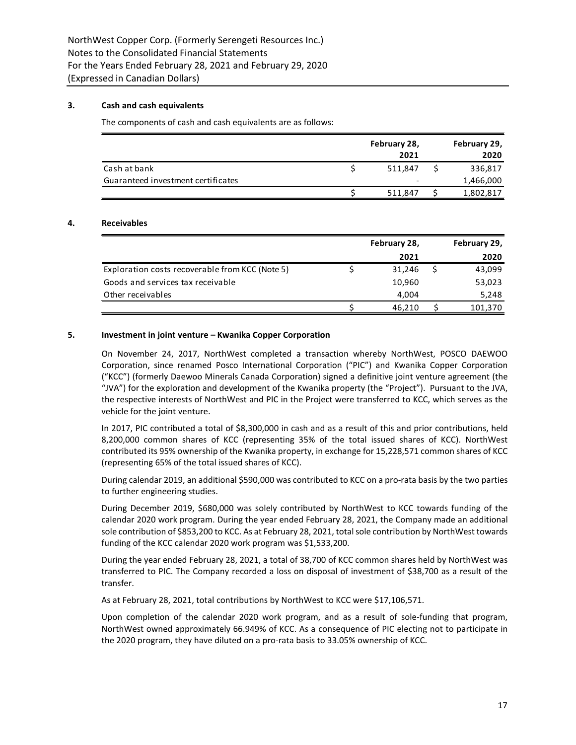## 3. Cash and cash equivalents

The components of cash and cash equivalents are as follows:

| | February 28, 2021 | February 29, 2020 |
|---|---|---|
| Cash at bank | $ 511,847 | $ 336,817 |
| Guaranteed investment certificates | - | 1,466,000 |
| | $ 511,847 | $ 1,802,817 |

## 4. Receivables

| | February 28, 2021 | February 29, 2020 |
|---|---|---|
| Exploration costs recoverable from KCC (Note 5) | $ 31,246 | $ 43,099 |
| Goods and services tax receivable | 10,960 | 53,023 |
| Other receivables | 4,004 | 5,248 |
| | $ 46,210 | $ 101,370 |

## 5. Investment in joint venture – Kwanika Copper Corporation

On November 24, 2017, NorthWest completed a transaction whereby NorthWest, POSCO DAEWOO Corporation, since renamed Posco International Corporation ("PIC") and Kwanika Copper Corporation ("KCC") (formerly Daewoo Minerals Canada Corporation) signed a definitive joint venture agreement (the "JVA") for the exploration and development of the Kwanika property (the "Project"). Pursuant to the JVA, the respective interests of NorthWest and PIC in the Project were transferred to KCC, which serves as the vehicle for the joint venture.

In 2017, PIC contributed a total of $8,300,000 in cash and as a result of this and prior contributions, held 8,200,000 common shares of KCC (representing 35% of the total issued shares of KCC). NorthWest contributed its 95% ownership of the Kwanika property, in exchange for 15,228,571 common shares of KCC (representing 65% of the total issued shares of KCC).

During calendar 2019, an additional $590,000 was contributed to KCC on a pro-rata basis by the two parties to further engineering studies.

During December 2019, $680,000 was solely contributed by NorthWest to KCC towards funding of the calendar 2020 work program. During the year ended February 28, 2021, the Company made an additional sole contribution of $853,200 to KCC. As at February 28, 2021, total sole contribution by NorthWest towards funding of the KCC calendar 2020 work program was $1,533,200.

During the year ended February 28, 2021, a total of 38,700 of KCC common shares held by NorthWest was transferred to PIC. The Company recorded a loss on disposal of investment of $38,700 as a result of the transfer.

As at February 28, 2021, total contributions by NorthWest to KCC were $17,106,571.

Upon completion of the calendar 2020 work program, and as a result of sole-funding that program, NorthWest owned approximately 66.949% of KCC. As a consequence of PIC electing not to participate in the 2020 program, they have diluted on a pro-rata basis to 33.05% ownership of KCC.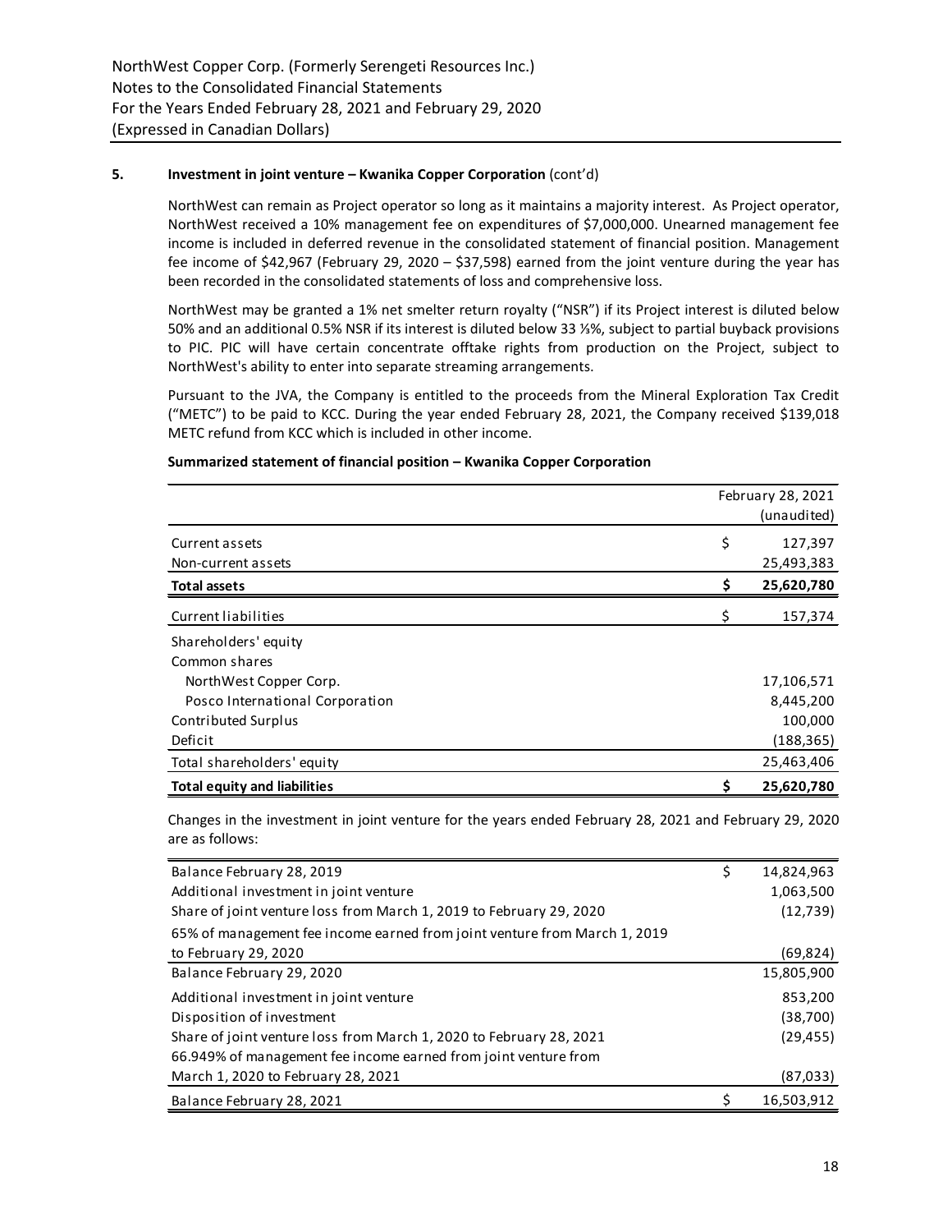### 5. Investment in joint venture – Kwanika Copper Corporation (cont'd)

NorthWest can remain as Project operator so long as it maintains a majority interest. As Project operator, NorthWest received a 10% management fee on expenditures of $7,000,000. Unearned management fee income is included in deferred revenue in the consolidated statement of financial position. Management fee income of $42,967 (February 29, 2020 – $37,598) earned from the joint venture during the year has been recorded in the consolidated statements of loss and comprehensive loss.

NorthWest may be granted a 1% net smelter return royalty ("NSR") if its Project interest is diluted below 50% and an additional 0.5% NSR if its interest is diluted below 33 ⅓%, subject to partial buyback provisions to PIC. PIC will have certain concentrate offtake rights from production on the Project, subject to NorthWest's ability to enter into separate streaming arrangements.

Pursuant to the JVA, the Company is entitled to the proceeds from the Mineral Exploration Tax Credit ("METC") to be paid to KCC. During the year ended February 28, 2021, the Company received $139,018 METC refund from KCC which is included in other income.

**Summarized statement of financial position – Kwanika Copper Corporation**

| | February 28, 2021 (unaudited) |
|---|---|
| Current assets | $ 127,397 |
| Non-current assets | 25,493,383 |
| **Total assets** | **$ 25,620,780** |
| Current liabilities | $ 157,374 |
| Shareholders' equity | |
| Common shares | |
| NorthWest Copper Corp. | 17,106,571 |
| Posco International Corporation | 8,445,200 |
| Contributed Surplus | 100,000 |
| Deficit | (188,365) |
| Total shareholders' equity | 25,463,406 |
| **Total equity and liabilities** | **$ 25,620,780** |

Changes in the investment in joint venture for the years ended February 28, 2021 and February 29, 2020 are as follows:

| | |
|---|---|
| Balance February 28, 2019 | $ 14,824,963 |
| Additional investment in joint venture | 1,063,500 |
| Share of joint venture loss from March 1, 2019 to February 29, 2020 | (12,739) |
| 65% of management fee income earned from joint venture from March 1, 2019 to February 29, 2020 | (69,824) |
| Balance February 29, 2020 | 15,805,900 |
| Additional investment in joint venture | 853,200 |
| Disposition of investment | (38,700) |
| Share of joint venture loss from March 1, 2020 to February 28, 2021 | (29,455) |
| 66.949% of management fee income earned from joint venture from March 1, 2020 to February 28, 2021 | (87,033) |
| Balance February 28, 2021 | $ 16,503,912 |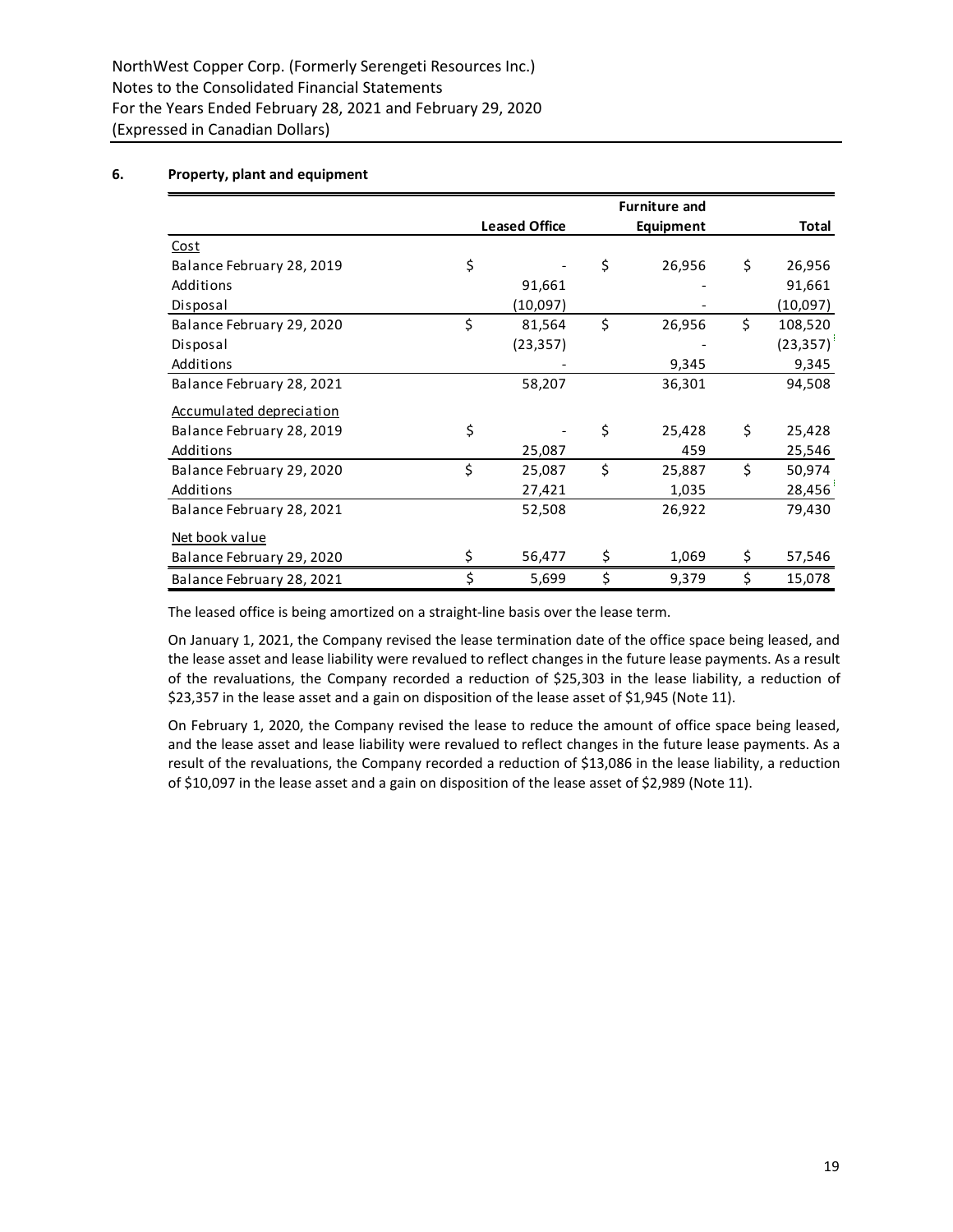NorthWest Copper Corp. (Formerly Serengeti Resources Inc.)
Notes to the Consolidated Financial Statements
For the Years Ended February 28, 2021 and February 29, 2020
(Expressed in Canadian Dollars)

## 6. Property, plant and equipment

| | Leased Office | Furniture and Equipment | Total |
|---|---|---|---|
| Cost | | | |
| Balance February 28, 2019 | $ - | $ 26,956 | $ 26,956 |
| Additions | 91,661 | - | 91,661 |
| Disposal | (10,097) | - | (10,097) |
| Balance February 29, 2020 | $ 81,564 | $ 26,956 | $ 108,520 |
| Disposal | (23,357) | - | (23,357) |
| Additions | - | 9,345 | 9,345 |
| Balance February 28, 2021 | 58,207 | 36,301 | 94,508 |
| Accumulated depreciation | | | |
| Balance February 28, 2019 | $ - | $ 25,428 | $ 25,428 |
| Additions | 25,087 | 459 | 25,546 |
| Balance February 29, 2020 | $ 25,087 | $ 25,887 | $ 50,974 |
| Additions | 27,421 | 1,035 | 28,456 |
| Balance February 28, 2021 | 52,508 | 26,922 | 79,430 |
| Net book value | | | |
| Balance February 29, 2020 | $ 56,477 | $ 1,069 | $ 57,546 |
| Balance February 28, 2021 | $ 5,699 | $ 9,379 | $ 15,078 |

The leased office is being amortized on a straight-line basis over the lease term.

On January 1, 2021, the Company revised the lease termination date of the office space being leased, and the lease asset and lease liability were revalued to reflect changes in the future lease payments. As a result of the revaluations, the Company recorded a reduction of $25,303 in the lease liability, a reduction of $23,357 in the lease asset and a gain on disposition of the lease asset of $1,945 (Note 11).

On February 1, 2020, the Company revised the lease to reduce the amount of office space being leased, and the lease asset and lease liability were revalued to reflect changes in the future lease payments. As a result of the revaluations, the Company recorded a reduction of $13,086 in the lease liability, a reduction of $10,097 in the lease asset and a gain on disposition of the lease asset of $2,989 (Note 11).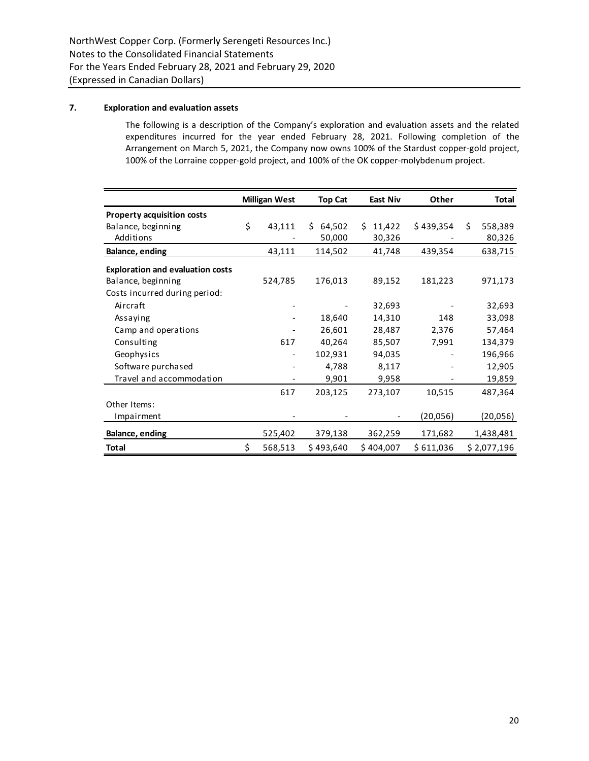## 7. Exploration and evaluation assets

The following is a description of the Company's exploration and evaluation assets and the related expenditures incurred for the year ended February 28, 2021. Following completion of the Arrangement on March 5, 2021, the Company now owns 100% of the Stardust copper-gold project, 100% of the Lorraine copper-gold project, and 100% of the OK copper-molybdenum project.

| | Milligan West | Top Cat | East Niv | Other | Total |
|---|---|---|---|---|---|
| **Property acquisition costs** | | | | | |
| Balance, beginning | $ 43,111 | $ 64,502 | $ 11,422 | $ 439,354 | $ 558,389 |
| Additions | - | 50,000 | 30,326 | - | 80,326 |
| **Balance, ending** | 43,111 | 114,502 | 41,748 | 439,354 | 638,715 |
| **Exploration and evaluation costs** | | | | | |
| Balance, beginning | 524,785 | 176,013 | 89,152 | 181,223 | 971,173 |
| Costs incurred during period: | | | | | |
| Aircraft | - | - | 32,693 | - | 32,693 |
| Assaying | - | 18,640 | 14,310 | 148 | 33,098 |
| Camp and operations | - | 26,601 | 28,487 | 2,376 | 57,464 |
| Consulting | 617 | 40,264 | 85,507 | 7,991 | 134,379 |
| Geophysics | - | 102,931 | 94,035 | - | 196,966 |
| Software purchased | - | 4,788 | 8,117 | - | 12,905 |
| Travel and accommodation | - | 9,901 | 9,958 | - | 19,859 |
| | 617 | 203,125 | 273,107 | 10,515 | 487,364 |
| Other Items: | | | | | |
| Impairment | - | - | - | (20,056) | (20,056) |
| **Balance, ending** | 525,402 | 379,138 | 362,259 | 171,682 | 1,438,481 |
| **Total** | $ 568,513 | $ 493,640 | $ 404,007 | $ 611,036 | $ 2,077,196 |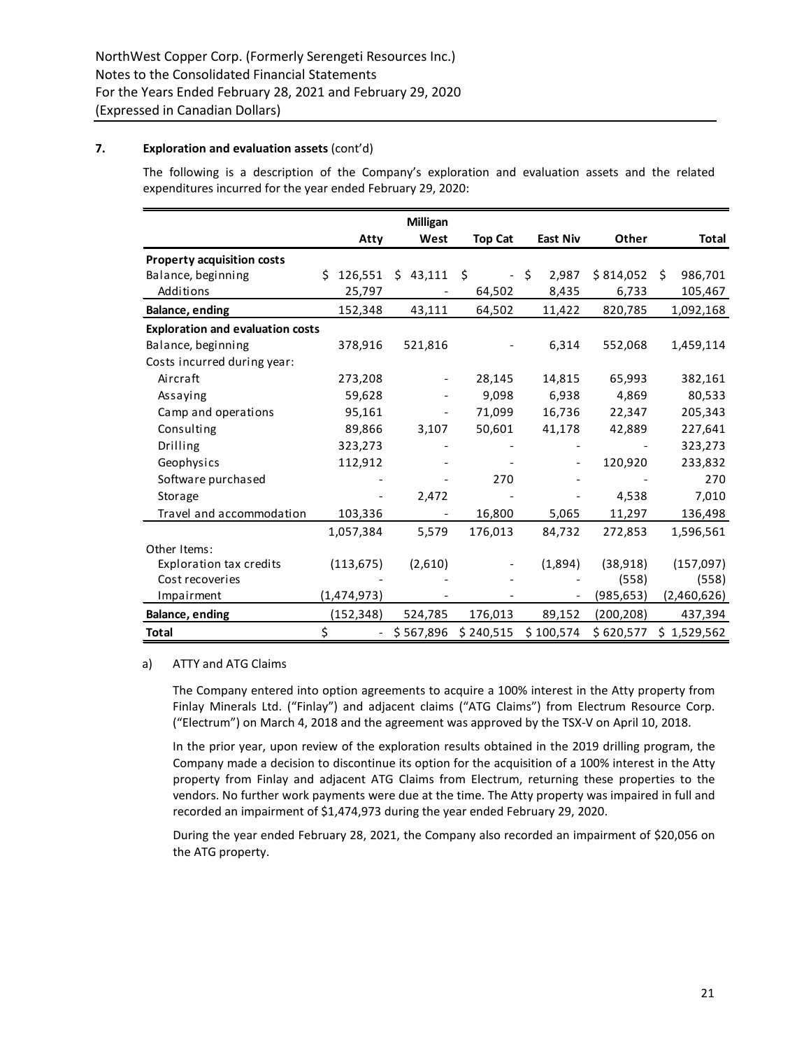NorthWest Copper Corp. (Formerly Serengeti Resources Inc.)
Notes to the Consolidated Financial Statements
For the Years Ended February 28, 2021 and February 29, 2020
(Expressed in Canadian Dollars)

## 7. Exploration and evaluation assets (cont'd)

The following is a description of the Company's exploration and evaluation assets and the related expenditures incurred for the year ended February 29, 2020:

| | Atty | Milligan West | Top Cat | East Niv | Other | Total |
|---|---|---|---|---|---|---|
| **Property acquisition costs** | | | | | | |
| Balance, beginning | $ 126,551 | $ 43,111 | $ - | $ 2,987 | $ 814,052 | $ 986,701 |
| Additions | 25,797 | - | 64,502 | 8,435 | 6,733 | 105,467 |
| **Balance, ending** | 152,348 | 43,111 | 64,502 | 11,422 | 820,785 | 1,092,168 |
| **Exploration and evaluation costs** | | | | | | |
| Balance, beginning | 378,916 | 521,816 | - | 6,314 | 552,068 | 1,459,114 |
| Costs incurred during year: | | | | | | |
| Aircraft | 273,208 | - | 28,145 | 14,815 | 65,993 | 382,161 |
| Assaying | 59,628 | - | 9,098 | 6,938 | 4,869 | 80,533 |
| Camp and operations | 95,161 | - | 71,099 | 16,736 | 22,347 | 205,343 |
| Consulting | 89,866 | 3,107 | 50,601 | 41,178 | 42,889 | 227,641 |
| Drilling | 323,273 | - | - | - | - | 323,273 |
| Geophysics | 112,912 | - | - | - | 120,920 | 233,832 |
| Software purchased | - | - | 270 | - | - | 270 |
| Storage | - | 2,472 | - | - | 4,538 | 7,010 |
| Travel and accommodation | 103,336 | - | 16,800 | 5,065 | 11,297 | 136,498 |
| | 1,057,384 | 5,579 | 176,013 | 84,732 | 272,853 | 1,596,561 |
| Other Items: | | | | | | |
| Exploration tax credits | (113,675) | (2,610) | - | (1,894) | (38,918) | (157,097) |
| Cost recoveries | - | - | - | - | (558) | (558) |
| Impairment | (1,474,973) | - | - | - | (985,653) | (2,460,626) |
| **Balance, ending** | (152,348) | 524,785 | 176,013 | 89,152 | (200,208) | 437,394 |
| **Total** | $ - | $ 567,896 | $ 240,515 | $ 100,574 | $ 620,577 | $ 1,529,562 |

a) ATTY and ATG Claims

The Company entered into option agreements to acquire a 100% interest in the Atty property from Finlay Minerals Ltd. ("Finlay") and adjacent claims ("ATG Claims") from Electrum Resource Corp. ("Electrum") on March 4, 2018 and the agreement was approved by the TSX-V on April 10, 2018.

In the prior year, upon review of the exploration results obtained in the 2019 drilling program, the Company made a decision to discontinue its option for the acquisition of a 100% interest in the Atty property from Finlay and adjacent ATG Claims from Electrum, returning these properties to the vendors. No further work payments were due at the time. The Atty property was impaired in full and recorded an impairment of $1,474,973 during the year ended February 29, 2020.

During the year ended February 28, 2021, the Company also recorded an impairment of $20,056 on the ATG property.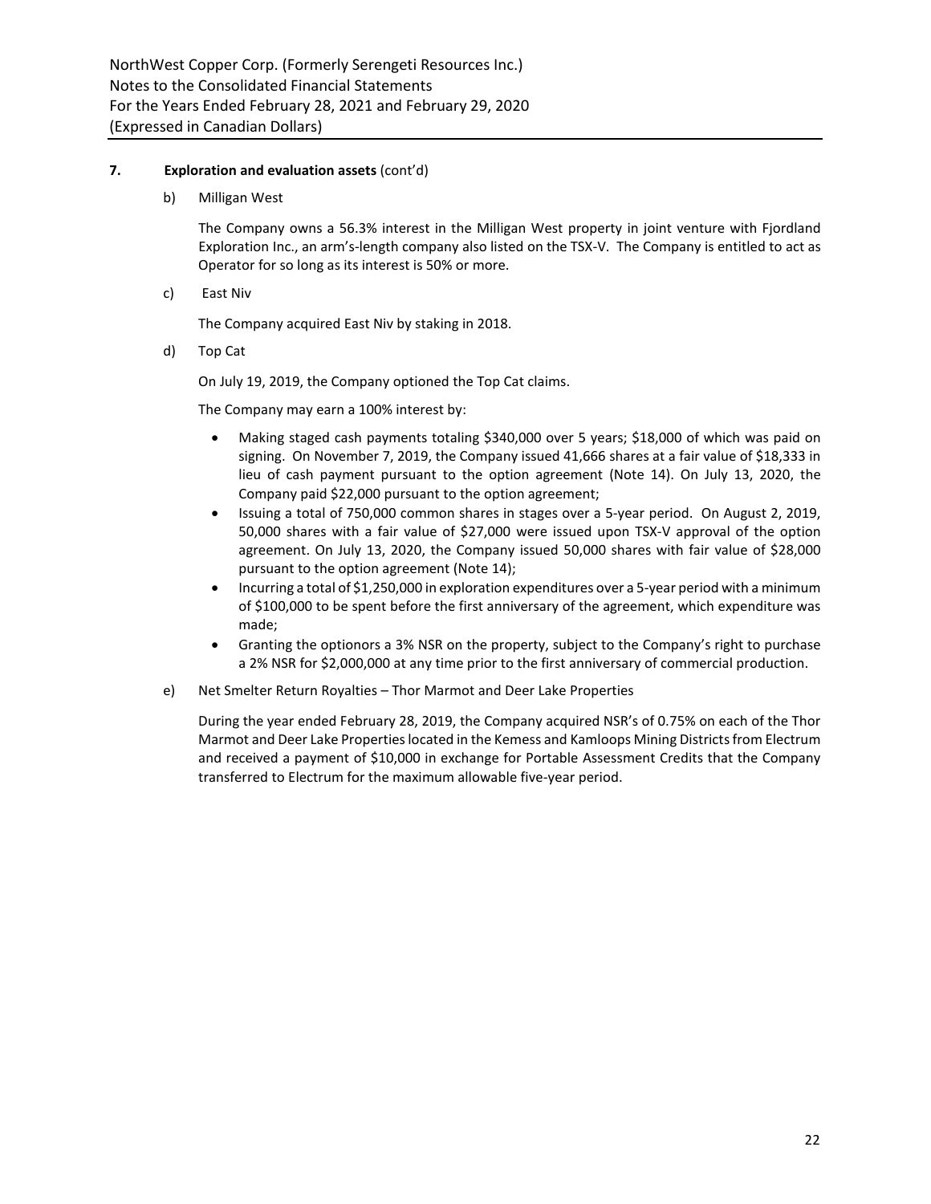## 7. Exploration and evaluation assets (cont'd)

b) Milligan West

The Company owns a 56.3% interest in the Milligan West property in joint venture with Fjordland Exploration Inc., an arm's-length company also listed on the TSX-V. The Company is entitled to act as Operator for so long as its interest is 50% or more.

c) East Niv

The Company acquired East Niv by staking in 2018.

d) Top Cat

On July 19, 2019, the Company optioned the Top Cat claims.

The Company may earn a 100% interest by:

- Making staged cash payments totaling $340,000 over 5 years; $18,000 of which was paid on signing. On November 7, 2019, the Company issued 41,666 shares at a fair value of $18,333 in lieu of cash payment pursuant to the option agreement (Note 14). On July 13, 2020, the Company paid $22,000 pursuant to the option agreement;
- Issuing a total of 750,000 common shares in stages over a 5-year period. On August 2, 2019, 50,000 shares with a fair value of $27,000 were issued upon TSX-V approval of the option agreement. On July 13, 2020, the Company issued 50,000 shares with fair value of $28,000 pursuant to the option agreement (Note 14);
- Incurring a total of $1,250,000 in exploration expenditures over a 5-year period with a minimum of $100,000 to be spent before the first anniversary of the agreement, which expenditure was made;
- Granting the optionors a 3% NSR on the property, subject to the Company's right to purchase a 2% NSR for $2,000,000 at any time prior to the first anniversary of commercial production.

e) Net Smelter Return Royalties – Thor Marmot and Deer Lake Properties

During the year ended February 28, 2019, the Company acquired NSR's of 0.75% on each of the Thor Marmot and Deer Lake Properties located in the Kemess and Kamloops Mining Districts from Electrum and received a payment of $10,000 in exchange for Portable Assessment Credits that the Company transferred to Electrum for the maximum allowable five-year period.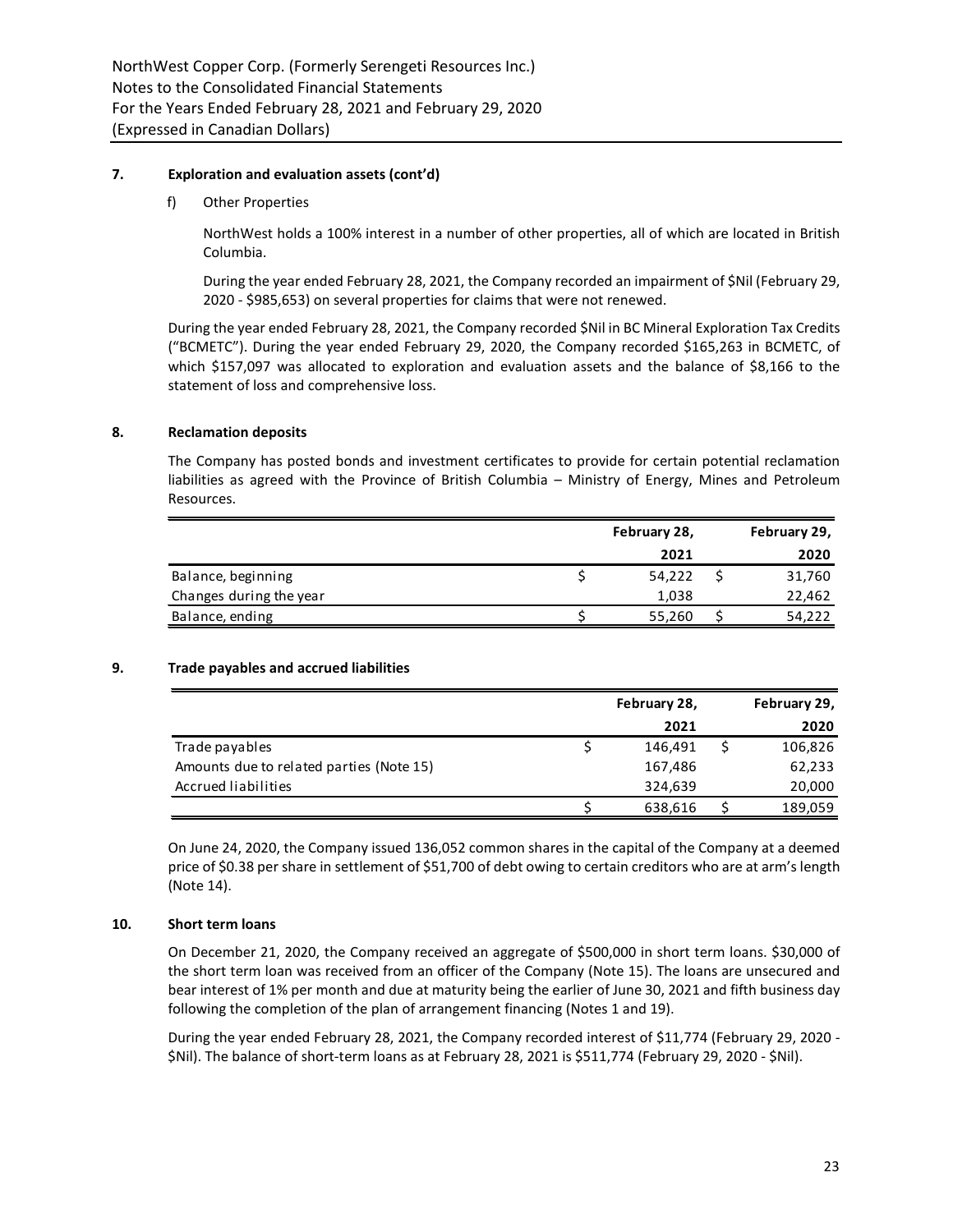## 7. Exploration and evaluation assets (cont'd)

f) Other Properties

NorthWest holds a 100% interest in a number of other properties, all of which are located in British Columbia.

During the year ended February 28, 2021, the Company recorded an impairment of $Nil (February 29, 2020 - $985,653) on several properties for claims that were not renewed.

During the year ended February 28, 2021, the Company recorded $Nil in BC Mineral Exploration Tax Credits ("BCMETC"). During the year ended February 29, 2020, the Company recorded $165,263 in BCMETC, of which $157,097 was allocated to exploration and evaluation assets and the balance of $8,166 to the statement of loss and comprehensive loss.

## 8. Reclamation deposits

The Company has posted bonds and investment certificates to provide for certain potential reclamation liabilities as agreed with the Province of British Columbia – Ministry of Energy, Mines and Petroleum Resources.

| | February 28, 2021 | February 29, 2020 |
|---|---|---|
| Balance, beginning | $ 54,222 | $ 31,760 |
| Changes during the year | 1,038 | 22,462 |
| Balance, ending | $ 55,260 | $ 54,222 |

## 9. Trade payables and accrued liabilities

| | February 28, 2021 | February 29, 2020 |
|---|---|---|
| Trade payables | $ 146,491 | $ 106,826 |
| Amounts due to related parties (Note 15) | 167,486 | 62,233 |
| Accrued liabilities | 324,639 | 20,000 |
| | $ 638,616 | $ 189,059 |

On June 24, 2020, the Company issued 136,052 common shares in the capital of the Company at a deemed price of $0.38 per share in settlement of $51,700 of debt owing to certain creditors who are at arm's length (Note 14).

## 10. Short term loans

On December 21, 2020, the Company received an aggregate of $500,000 in short term loans. $30,000 of the short term loan was received from an officer of the Company (Note 15). The loans are unsecured and bear interest of 1% per month and due at maturity being the earlier of June 30, 2021 and fifth business day following the completion of the plan of arrangement financing (Notes 1 and 19).

During the year ended February 28, 2021, the Company recorded interest of $11,774 (February 29, 2020 - $Nil). The balance of short-term loans as at February 28, 2021 is $511,774 (February 29, 2020 - $Nil).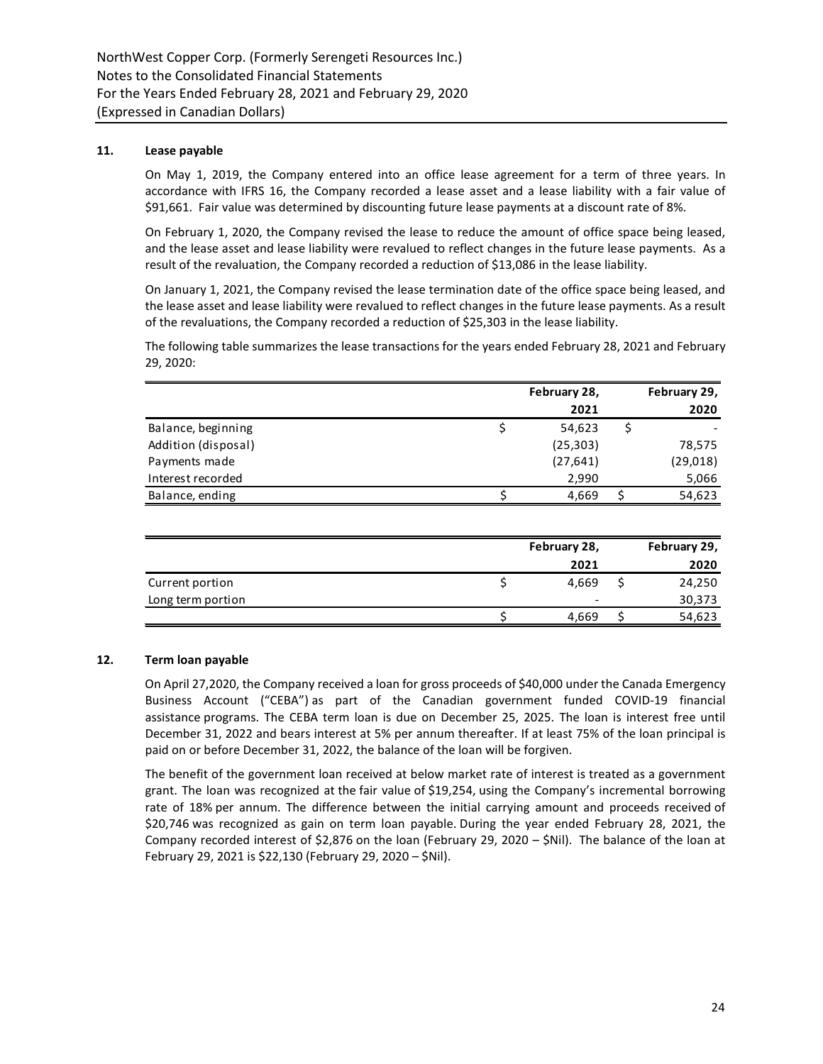## 11. Lease payable

On May 1, 2019, the Company entered into an office lease agreement for a term of three years. In accordance with IFRS 16, the Company recorded a lease asset and a lease liability with a fair value of $91,661. Fair value was determined by discounting future lease payments at a discount rate of 8%.

On February 1, 2020, the Company revised the lease to reduce the amount of office space being leased, and the lease asset and lease liability were revalued to reflect changes in the future lease payments. As a result of the revaluation, the Company recorded a reduction of $13,086 in the lease liability.

On January 1, 2021, the Company revised the lease termination date of the office space being leased, and the lease asset and lease liability were revalued to reflect changes in the future lease payments. As a result of the revaluations, the Company recorded a reduction of $25,303 in the lease liability.

The following table summarizes the lease transactions for the years ended February 28, 2021 and February 29, 2020:

| | February 28, 2021 | February 29, 2020 |
|---|---|---|
| Balance, beginning | $ 54,623 | $ - |
| Addition (disposal) | (25,303) | 78,575 |
| Payments made | (27,641) | (29,018) |
| Interest recorded | 2,990 | 5,066 |
| Balance, ending | $ 4,669 | $ 54,623 |

| | February 28, 2021 | February 29, 2020 |
|---|---|---|
| Current portion | $ 4,669 | $ 24,250 |
| Long term portion | - | 30,373 |
| | $ 4,669 | $ 54,623 |

## 12. Term loan payable

On April 27,2020, the Company received a loan for gross proceeds of $40,000 under the Canada Emergency Business Account ("CEBA") as part of the Canadian government funded COVID-19 financial assistance programs. The CEBA term loan is due on December 25, 2025. The loan is interest free until December 31, 2022 and bears interest at 5% per annum thereafter. If at least 75% of the loan principal is paid on or before December 31, 2022, the balance of the loan will be forgiven.

The benefit of the government loan received at below market rate of interest is treated as a government grant. The loan was recognized at the fair value of $19,254, using the Company's incremental borrowing rate of 18% per annum. The difference between the initial carrying amount and proceeds received of $20,746 was recognized as gain on term loan payable. During the year ended February 28, 2021, the Company recorded interest of $2,876 on the loan (February 29, 2020 – $Nil). The balance of the loan at February 29, 2021 is $22,130 (February 29, 2020 – $Nil).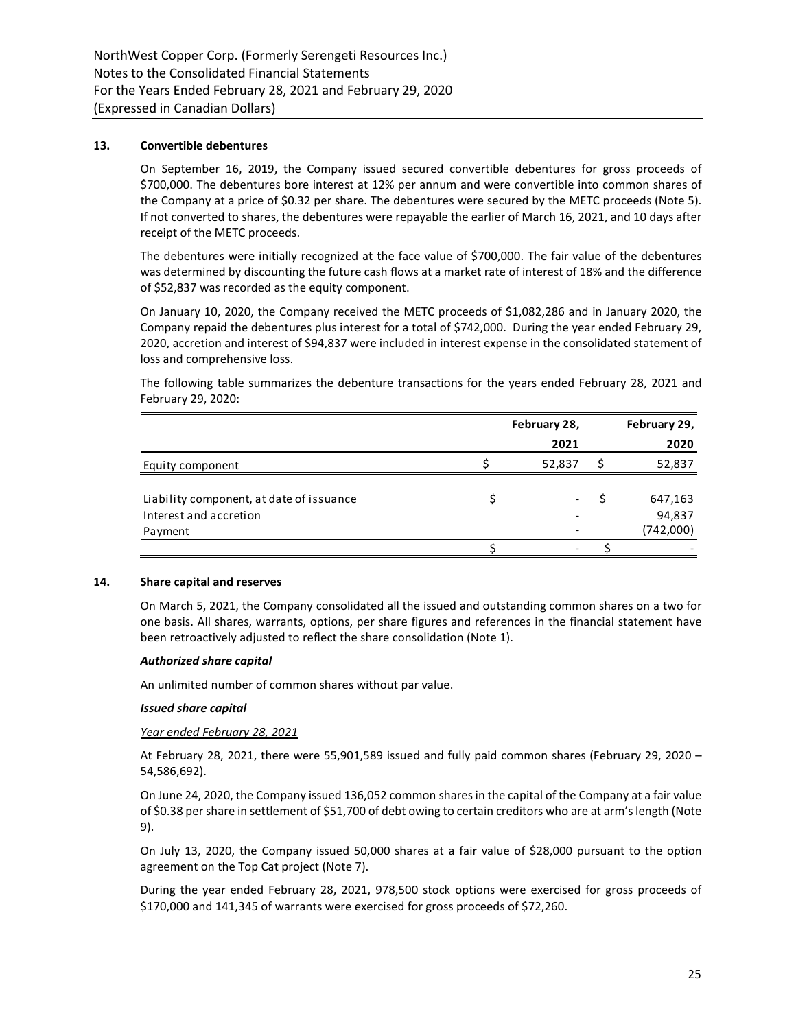## 13. Convertible debentures

On September 16, 2019, the Company issued secured convertible debentures for gross proceeds of \$700,000. The debentures bore interest at 12% per annum and were convertible into common shares of the Company at a price of \$0.32 per share. The debentures were secured by the METC proceeds (Note 5). If not converted to shares, the debentures were repayable the earlier of March 16, 2021, and 10 days after receipt of the METC proceeds.

The debentures were initially recognized at the face value of \$700,000. The fair value of the debentures was determined by discounting the future cash flows at a market rate of interest of 18% and the difference of \$52,837 was recorded as the equity component.

On January 10, 2020, the Company received the METC proceeds of \$1,082,286 and in January 2020, the Company repaid the debentures plus interest for a total of \$742,000. During the year ended February 29, 2020, accretion and interest of \$94,837 were included in interest expense in the consolidated statement of loss and comprehensive loss.

The following table summarizes the debenture transactions for the years ended February 28, 2021 and February 29, 2020:

| | February 28, 2021 | February 29, 2020 |
|---|---|---|
| Equity component | \$ 52,837 | \$ 52,837 |
| | | |
| Liability component, at date of issuance | \$ - | \$ 647,163 |
| Interest and accretion | - | 94,837 |
| Payment | - | (742,000) |
| | \$ - | \$ - |

## 14. Share capital and reserves

On March 5, 2021, the Company consolidated all the issued and outstanding common shares on a two for one basis. All shares, warrants, options, per share figures and references in the financial statement have been retroactively adjusted to reflect the share consolidation (Note 1).

### *Authorized share capital*

An unlimited number of common shares without par value.

### *Issued share capital*

*Year ended February 28, 2021*

At February 28, 2021, there were 55,901,589 issued and fully paid common shares (February 29, 2020 – 54,586,692).

On June 24, 2020, the Company issued 136,052 common shares in the capital of the Company at a fair value of \$0.38 per share in settlement of \$51,700 of debt owing to certain creditors who are at arm's length (Note 9).

On July 13, 2020, the Company issued 50,000 shares at a fair value of \$28,000 pursuant to the option agreement on the Top Cat project (Note 7).

During the year ended February 28, 2021, 978,500 stock options were exercised for gross proceeds of \$170,000 and 141,345 of warrants were exercised for gross proceeds of \$72,260.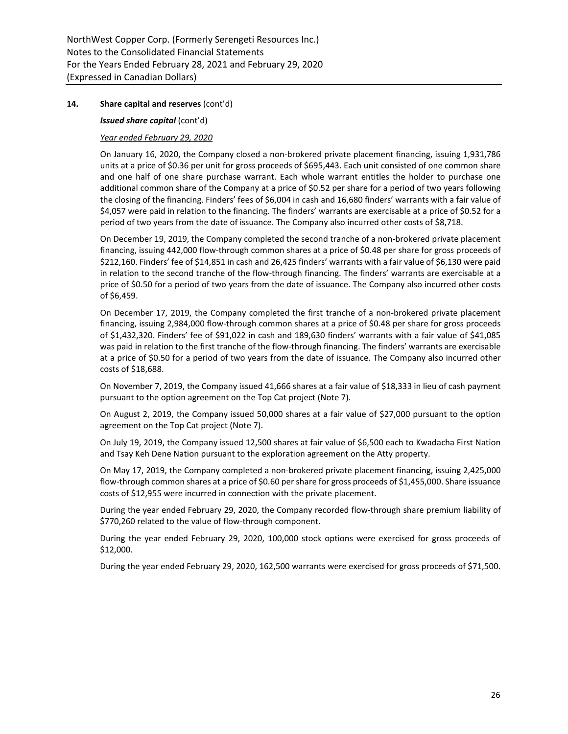**14. Share capital and reserves** (cont'd)

***Issued share capital*** (cont'd)

*Year ended February 29, 2020*

On January 16, 2020, the Company closed a non-brokered private placement financing, issuing 1,931,786 units at a price of $0.36 per unit for gross proceeds of $695,443. Each unit consisted of one common share and one half of one share purchase warrant. Each whole warrant entitles the holder to purchase one additional common share of the Company at a price of $0.52 per share for a period of two years following the closing of the financing. Finders' fees of $6,004 in cash and 16,680 finders' warrants with a fair value of $4,057 were paid in relation to the financing. The finders' warrants are exercisable at a price of $0.52 for a period of two years from the date of issuance. The Company also incurred other costs of $8,718.

On December 19, 2019, the Company completed the second tranche of a non-brokered private placement financing, issuing 442,000 flow-through common shares at a price of $0.48 per share for gross proceeds of $212,160. Finders' fee of $14,851 in cash and 26,425 finders' warrants with a fair value of $6,130 were paid in relation to the second tranche of the flow-through financing. The finders' warrants are exercisable at a price of $0.50 for a period of two years from the date of issuance. The Company also incurred other costs of $6,459.

On December 17, 2019, the Company completed the first tranche of a non-brokered private placement financing, issuing 2,984,000 flow-through common shares at a price of $0.48 per share for gross proceeds of $1,432,320. Finders' fee of $91,022 in cash and 189,630 finders' warrants with a fair value of $41,085 was paid in relation to the first tranche of the flow-through financing. The finders' warrants are exercisable at a price of $0.50 for a period of two years from the date of issuance. The Company also incurred other costs of $18,688.

On November 7, 2019, the Company issued 41,666 shares at a fair value of $18,333 in lieu of cash payment pursuant to the option agreement on the Top Cat project (Note 7).

On August 2, 2019, the Company issued 50,000 shares at a fair value of $27,000 pursuant to the option agreement on the Top Cat project (Note 7).

On July 19, 2019, the Company issued 12,500 shares at fair value of $6,500 each to Kwadacha First Nation and Tsay Keh Dene Nation pursuant to the exploration agreement on the Atty property.

On May 17, 2019, the Company completed a non-brokered private placement financing, issuing 2,425,000 flow-through common shares at a price of $0.60 per share for gross proceeds of $1,455,000. Share issuance costs of $12,955 were incurred in connection with the private placement.

During the year ended February 29, 2020, the Company recorded flow-through share premium liability of $770,260 related to the value of flow-through component.

During the year ended February 29, 2020, 100,000 stock options were exercised for gross proceeds of $12,000.

During the year ended February 29, 2020, 162,500 warrants were exercised for gross proceeds of $71,500.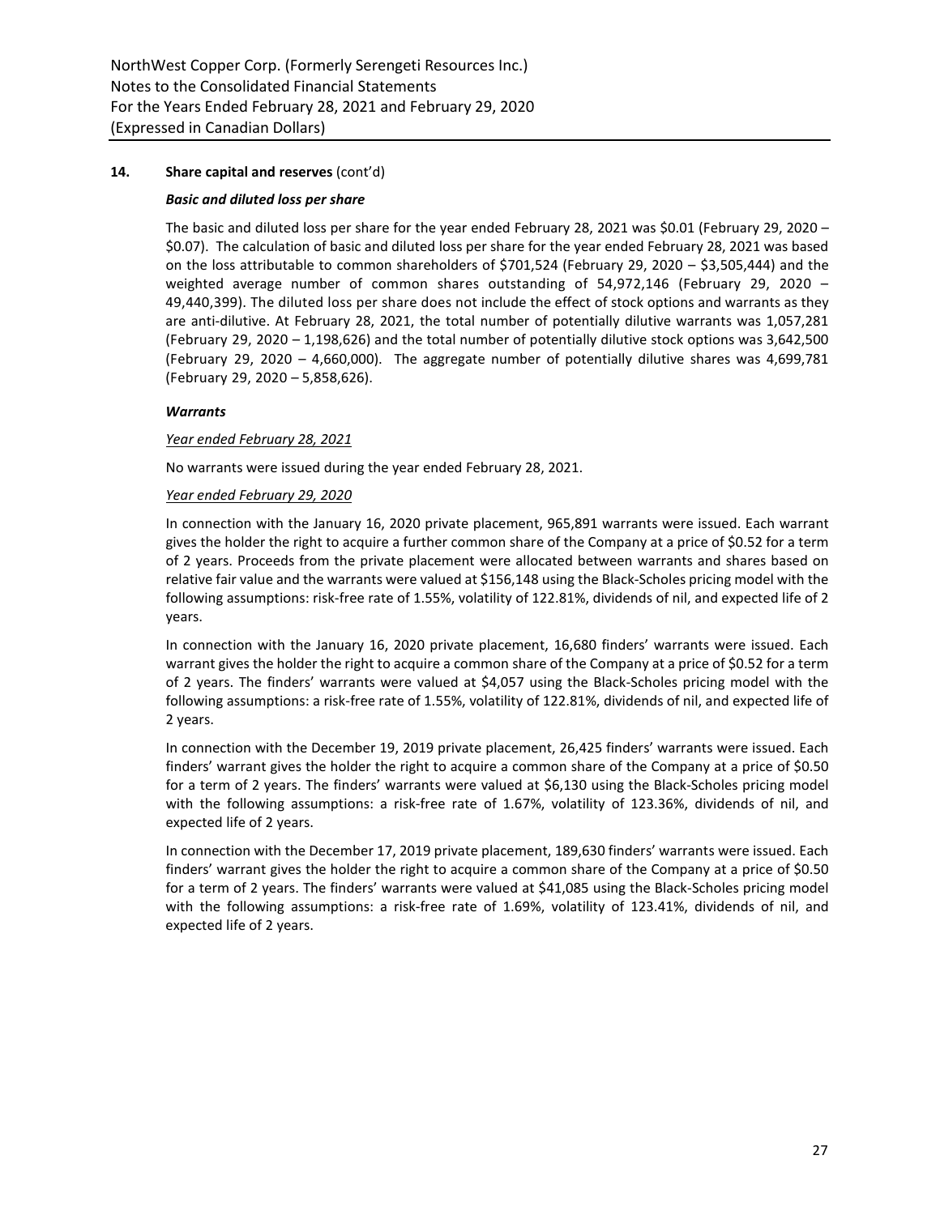**14. Share capital and reserves** (cont'd)

***Basic and diluted loss per share***

The basic and diluted loss per share for the year ended February 28, 2021 was $0.01 (February 29, 2020 – $0.07). The calculation of basic and diluted loss per share for the year ended February 28, 2021 was based on the loss attributable to common shareholders of $701,524 (February 29, 2020 – $3,505,444) and the weighted average number of common shares outstanding of 54,972,146 (February 29, 2020 – 49,440,399). The diluted loss per share does not include the effect of stock options and warrants as they are anti-dilutive. At February 28, 2021, the total number of potentially dilutive warrants was 1,057,281 (February 29, 2020 – 1,198,626) and the total number of potentially dilutive stock options was 3,642,500 (February 29, 2020 – 4,660,000). The aggregate number of potentially dilutive shares was 4,699,781 (February 29, 2020 – 5,858,626).

***Warrants***

<u>*Year ended February 28, 2021*</u>

No warrants were issued during the year ended February 28, 2021.

<u>*Year ended February 29, 2020*</u>

In connection with the January 16, 2020 private placement, 965,891 warrants were issued. Each warrant gives the holder the right to acquire a further common share of the Company at a price of $0.52 for a term of 2 years. Proceeds from the private placement were allocated between warrants and shares based on relative fair value and the warrants were valued at $156,148 using the Black-Scholes pricing model with the following assumptions: risk-free rate of 1.55%, volatility of 122.81%, dividends of nil, and expected life of 2 years.

In connection with the January 16, 2020 private placement, 16,680 finders' warrants were issued. Each warrant gives the holder the right to acquire a common share of the Company at a price of $0.52 for a term of 2 years. The finders' warrants were valued at $4,057 using the Black-Scholes pricing model with the following assumptions: a risk-free rate of 1.55%, volatility of 122.81%, dividends of nil, and expected life of 2 years.

In connection with the December 19, 2019 private placement, 26,425 finders' warrants were issued. Each finders' warrant gives the holder the right to acquire a common share of the Company at a price of $0.50 for a term of 2 years. The finders' warrants were valued at $6,130 using the Black-Scholes pricing model with the following assumptions: a risk-free rate of 1.67%, volatility of 123.36%, dividends of nil, and expected life of 2 years.

In connection with the December 17, 2019 private placement, 189,630 finders' warrants were issued. Each finders' warrant gives the holder the right to acquire a common share of the Company at a price of $0.50 for a term of 2 years. The finders' warrants were valued at $41,085 using the Black-Scholes pricing model with the following assumptions: a risk-free rate of 1.69%, volatility of 123.41%, dividends of nil, and expected life of 2 years.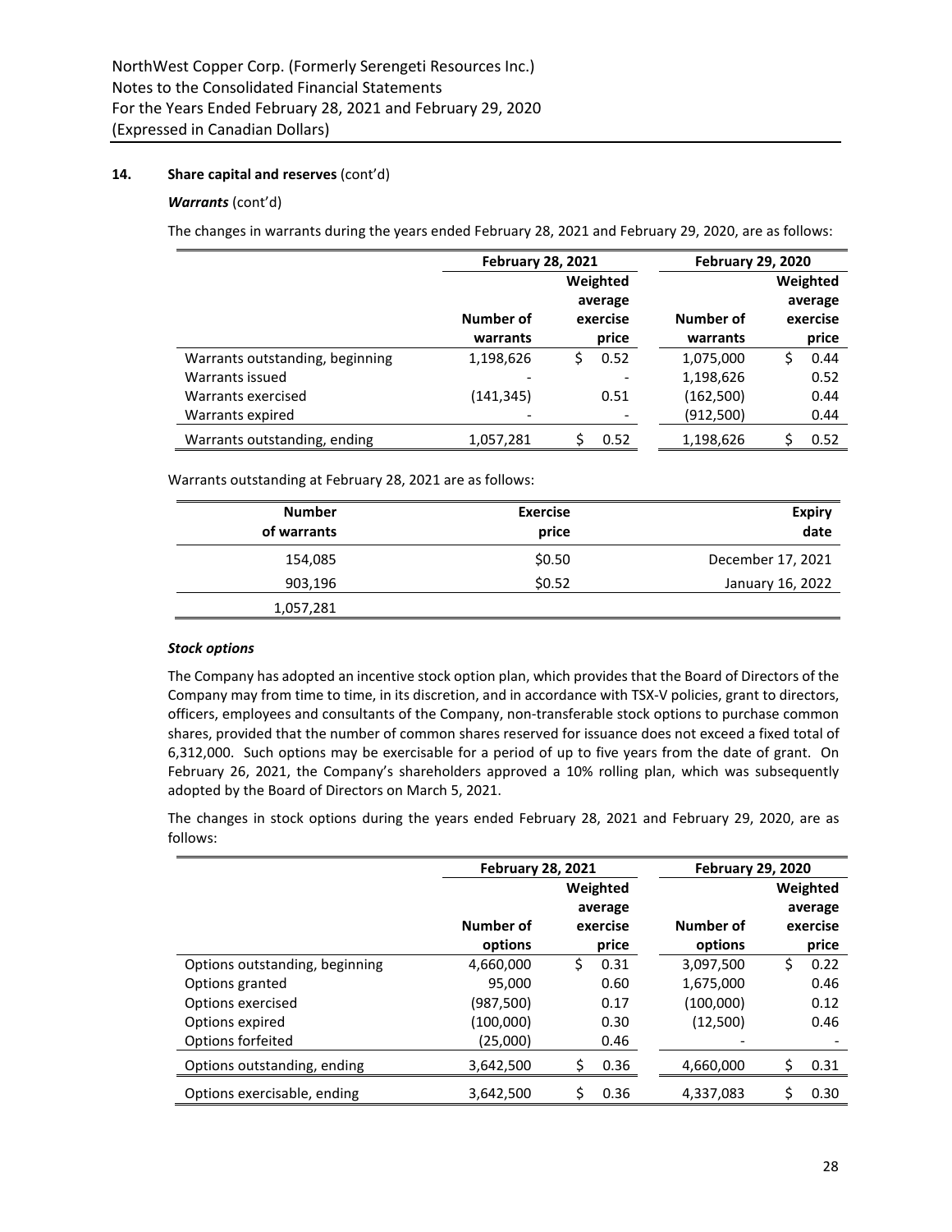## 14. Share capital and reserves (cont'd)

### *Warrants* (cont'd)

The changes in warrants during the years ended February 28, 2021 and February 29, 2020, are as follows:

| | February 28, 2021 | | February 29, 2020 | |
|---|---|---|---|---|
| | Number of warrants | Weighted average exercise price | Number of warrants | Weighted average exercise price |
| Warrants outstanding, beginning | 1,198,626 | $ 0.52 | 1,075,000 | $ 0.44 |
| Warrants issued | - | - | 1,198,626 | 0.52 |
| Warrants exercised | (141,345) | 0.51 | (162,500) | 0.44 |
| Warrants expired | - | - | (912,500) | 0.44 |
| Warrants outstanding, ending | 1,057,281 | $ 0.52 | 1,198,626 | $ 0.52 |

Warrants outstanding at February 28, 2021 are as follows:

| Number of warrants | Exercise price | Expiry date |
|---|---|---|
| 154,085 | $0.50 | December 17, 2021 |
| 903,196 | $0.52 | January 16, 2022 |
| 1,057,281 | | |

### *Stock options*

The Company has adopted an incentive stock option plan, which provides that the Board of Directors of the Company may from time to time, in its discretion, and in accordance with TSX-V policies, grant to directors, officers, employees and consultants of the Company, non-transferable stock options to purchase common shares, provided that the number of common shares reserved for issuance does not exceed a fixed total of 6,312,000. Such options may be exercisable for a period of up to five years from the date of grant. On February 26, 2021, the Company's shareholders approved a 10% rolling plan, which was subsequently adopted by the Board of Directors on March 5, 2021.

The changes in stock options during the years ended February 28, 2021 and February 29, 2020, are as follows:

| | February 28, 2021 | | February 29, 2020 | |
|---|---|---|---|---|
| | Number of options | Weighted average exercise price | Number of options | Weighted average exercise price |
| Options outstanding, beginning | 4,660,000 | $ 0.31 | 3,097,500 | $ 0.22 |
| Options granted | 95,000 | 0.60 | 1,675,000 | 0.46 |
| Options exercised | (987,500) | 0.17 | (100,000) | 0.12 |
| Options expired | (100,000) | 0.30 | (12,500) | 0.46 |
| Options forfeited | (25,000) | 0.46 | - | - |
| Options outstanding, ending | 3,642,500 | $ 0.36 | 4,660,000 | $ 0.31 |
| Options exercisable, ending | 3,642,500 | $ 0.36 | 4,337,083 | $ 0.30 |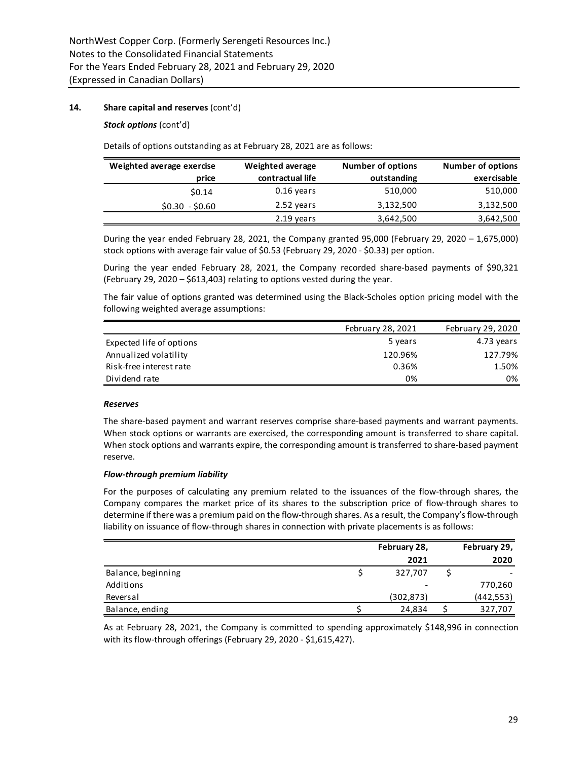## 14. Share capital and reserves (cont'd)

***Stock options*** (cont'd)

Details of options outstanding as at February 28, 2021 are as follows:

| Weighted average exercise price | Weighted average contractual life | Number of options outstanding | Number of options exercisable |
|---|---|---|---|
| $0.14 | 0.16 years | 510,000 | 510,000 |
| $0.30 - $0.60 | 2.52 years | 3,132,500 | 3,132,500 |
| | 2.19 years | 3,642,500 | 3,642,500 |

During the year ended February 28, 2021, the Company granted 95,000 (February 29, 2020 – 1,675,000) stock options with average fair value of $0.53 (February 29, 2020 - $0.33) per option.

During the year ended February 28, 2021, the Company recorded share-based payments of $90,321 (February 29, 2020 – $613,403) relating to options vested during the year.

The fair value of options granted was determined using the Black-Scholes option pricing model with the following weighted average assumptions:

| | February 28, 2021 | February 29, 2020 |
|---|---|---|
| Expected life of options | 5 years | 4.73 years |
| Annualized volatility | 120.96% | 127.79% |
| Risk-free interest rate | 0.36% | 1.50% |
| Dividend rate | 0% | 0% |

***Reserves***

The share-based payment and warrant reserves comprise share-based payments and warrant payments. When stock options or warrants are exercised, the corresponding amount is transferred to share capital. When stock options and warrants expire, the corresponding amount is transferred to share-based payment reserve.

***Flow-through premium liability***

For the purposes of calculating any premium related to the issuances of the flow-through shares, the Company compares the market price of its shares to the subscription price of flow-through shares to determine if there was a premium paid on the flow-through shares. As a result, the Company's flow-through liability on issuance of flow-through shares in connection with private placements is as follows:

| | February 28, 2021 | February 29, 2020 |
|---|---|---|
| Balance, beginning | $ 327,707 | $ - |
| Additions | - | 770,260 |
| Reversal | (302,873) | (442,553) |
| Balance, ending | $ 24,834 | $ 327,707 |

As at February 28, 2021, the Company is committed to spending approximately $148,996 in connection with its flow-through offerings (February 29, 2020 - $1,615,427).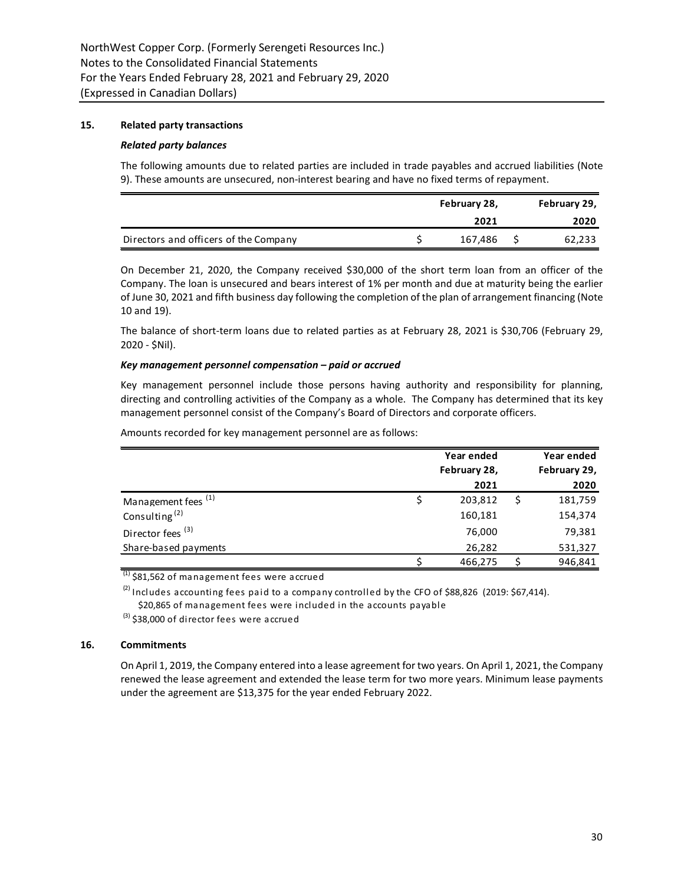## 15. Related party transactions

### *Related party balances*

The following amounts due to related parties are included in trade payables and accrued liabilities (Note 9). These amounts are unsecured, non-interest bearing and have no fixed terms of repayment.

| | February 28, 2021 | February 29, 2020 |
|---|---|---|
| Directors and officers of the Company | $ 167,486 | $ 62,233 |

On December 21, 2020, the Company received $30,000 of the short term loan from an officer of the Company. The loan is unsecured and bears interest of 1% per month and due at maturity being the earlier of June 30, 2021 and fifth business day following the completion of the plan of arrangement financing (Note 10 and 19).

The balance of short-term loans due to related parties as at February 28, 2021 is $30,706 (February 29, 2020 - $Nil).

### *Key management personnel compensation – paid or accrued*

Key management personnel include those persons having authority and responsibility for planning, directing and controlling activities of the Company as a whole. The Company has determined that its key management personnel consist of the Company's Board of Directors and corporate officers.

Amounts recorded for key management personnel are as follows:

| | Year ended February 28, 2021 | Year ended February 29, 2020 |
|---|---|---|
| Management fees (1) | $ 203,812 | $ 181,759 |
| Consulting (2) | 160,181 | 154,374 |
| Director fees (3) | 76,000 | 79,381 |
| Share-based payments | 26,282 | 531,327 |
| | $ 466,275 | $ 946,841 |

(1) $81,562 of management fees were accrued

(2) Includes accounting fees paid to a company controlled by the CFO of $88,826 (2019: $67,414).
$20,865 of management fees were included in the accounts payable

(3) $38,000 of director fees were accrued

## 16. Commitments

On April 1, 2019, the Company entered into a lease agreement for two years. On April 1, 2021, the Company renewed the lease agreement and extended the lease term for two more years. Minimum lease payments under the agreement are $13,375 for the year ended February 2022.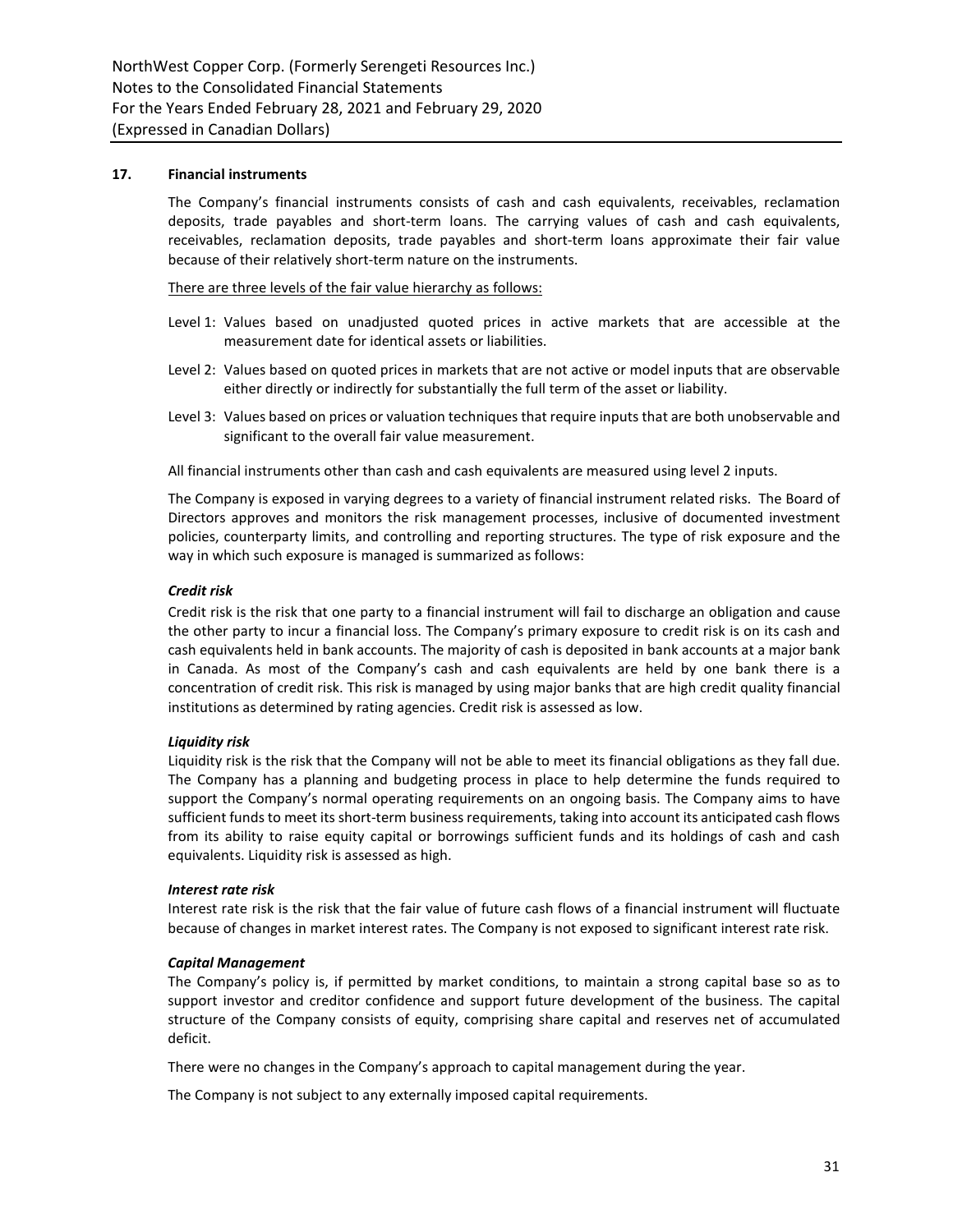## 17. Financial instruments

The Company's financial instruments consists of cash and cash equivalents, receivables, reclamation deposits, trade payables and short-term loans. The carrying values of cash and cash equivalents, receivables, reclamation deposits, trade payables and short-term loans approximate their fair value because of their relatively short-term nature on the instruments.

<u>There are three levels of the fair value hierarchy as follows:</u>

Level 1: Values based on unadjusted quoted prices in active markets that are accessible at the measurement date for identical assets or liabilities.

Level 2: Values based on quoted prices in markets that are not active or model inputs that are observable either directly or indirectly for substantially the full term of the asset or liability.

Level 3: Values based on prices or valuation techniques that require inputs that are both unobservable and significant to the overall fair value measurement.

All financial instruments other than cash and cash equivalents are measured using level 2 inputs.

The Company is exposed in varying degrees to a variety of financial instrument related risks. The Board of Directors approves and monitors the risk management processes, inclusive of documented investment policies, counterparty limits, and controlling and reporting structures. The type of risk exposure and the way in which such exposure is managed is summarized as follows:

***Credit risk***

Credit risk is the risk that one party to a financial instrument will fail to discharge an obligation and cause the other party to incur a financial loss. The Company's primary exposure to credit risk is on its cash and cash equivalents held in bank accounts. The majority of cash is deposited in bank accounts at a major bank in Canada. As most of the Company's cash and cash equivalents are held by one bank there is a concentration of credit risk. This risk is managed by using major banks that are high credit quality financial institutions as determined by rating agencies. Credit risk is assessed as low.

***Liquidity risk***

Liquidity risk is the risk that the Company will not be able to meet its financial obligations as they fall due. The Company has a planning and budgeting process in place to help determine the funds required to support the Company's normal operating requirements on an ongoing basis. The Company aims to have sufficient funds to meet its short-term business requirements, taking into account its anticipated cash flows from its ability to raise equity capital or borrowings sufficient funds and its holdings of cash and cash equivalents. Liquidity risk is assessed as high.

***Interest rate risk***

Interest rate risk is the risk that the fair value of future cash flows of a financial instrument will fluctuate because of changes in market interest rates. The Company is not exposed to significant interest rate risk.

***Capital Management***

The Company's policy is, if permitted by market conditions, to maintain a strong capital base so as to support investor and creditor confidence and support future development of the business. The capital structure of the Company consists of equity, comprising share capital and reserves net of accumulated deficit.

There were no changes in the Company's approach to capital management during the year.

The Company is not subject to any externally imposed capital requirements.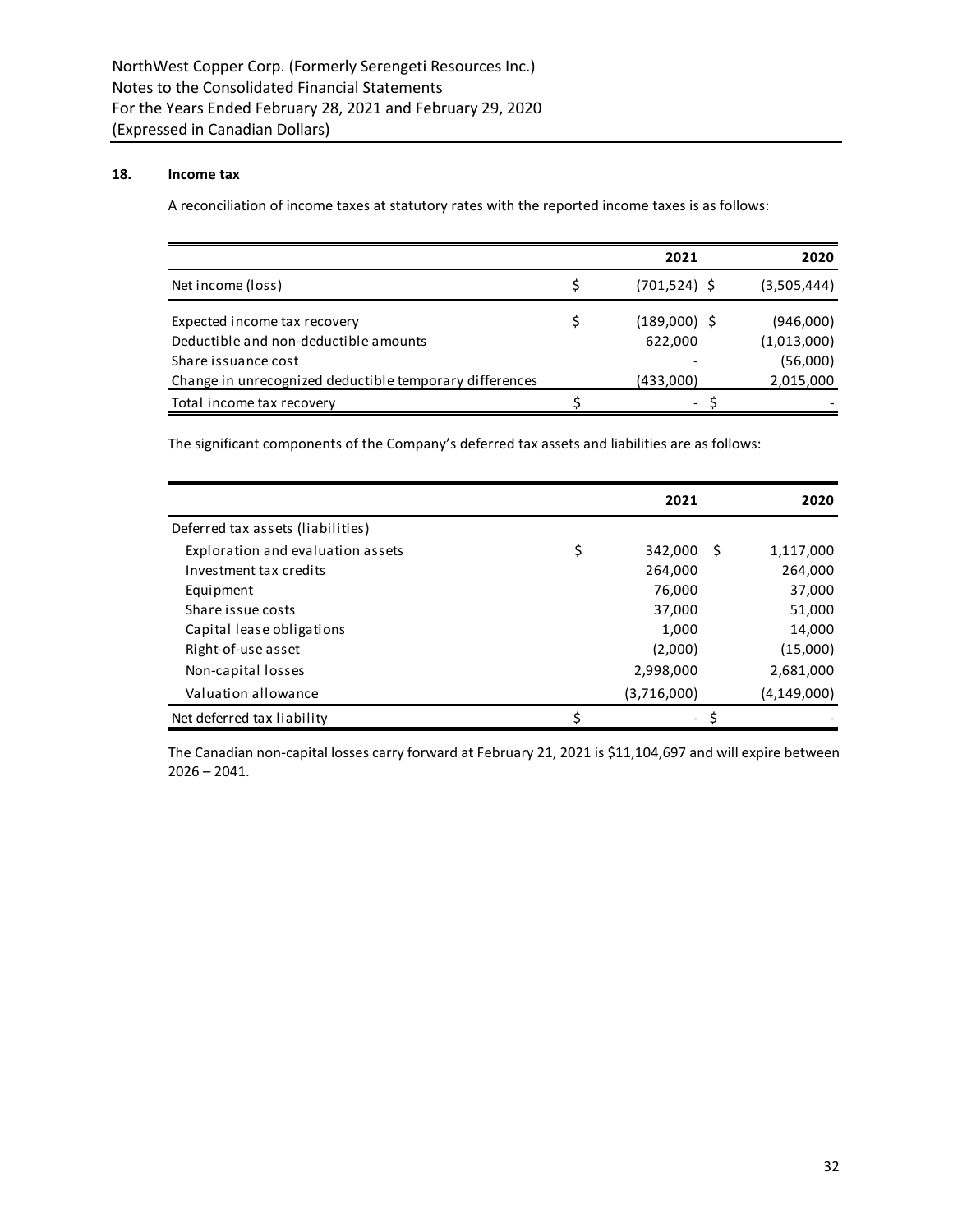## 18. Income tax

A reconciliation of income taxes at statutory rates with the reported income taxes is as follows:

| | 2021 | 2020 |
|---|---|---|
| Net income (loss) | $ (701,524) | $ (3,505,444) |
| Expected income tax recovery | $ (189,000) | $ (946,000) |
| Deductible and non-deductible amounts | 622,000 | (1,013,000) |
| Share issuance cost | - | (56,000) |
| Change in unrecognized deductible temporary differences | (433,000) | 2,015,000 |
| Total income tax recovery | $ - | $ - |

The significant components of the Company's deferred tax assets and liabilities are as follows:

| | 2021 | 2020 |
|---|---|---|
| Deferred tax assets (liabilities) | | |
| Exploration and evaluation assets | $ 342,000 | $ 1,117,000 |
| Investment tax credits | 264,000 | 264,000 |
| Equipment | 76,000 | 37,000 |
| Share issue costs | 37,000 | 51,000 |
| Capital lease obligations | 1,000 | 14,000 |
| Right-of-use asset | (2,000) | (15,000) |
| Non-capital losses | 2,998,000 | 2,681,000 |
| Valuation allowance | (3,716,000) | (4,149,000) |
| Net deferred tax liability | $ - | $ - |

The Canadian non-capital losses carry forward at February 21, 2021 is $11,104,697 and will expire between 2026 – 2041.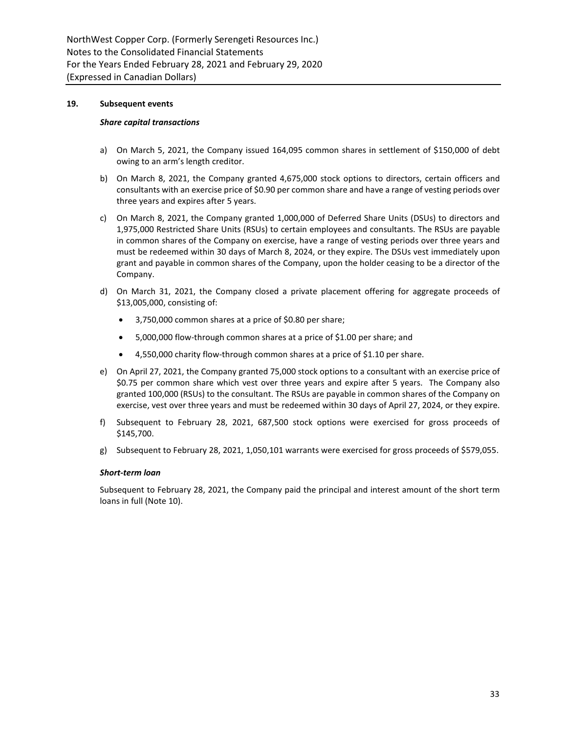## 19. Subsequent events

### *Share capital transactions*

a) On March 5, 2021, the Company issued 164,095 common shares in settlement of $150,000 of debt owing to an arm's length creditor.

b) On March 8, 2021, the Company granted 4,675,000 stock options to directors, certain officers and consultants with an exercise price of $0.90 per common share and have a range of vesting periods over three years and expires after 5 years.

c) On March 8, 2021, the Company granted 1,000,000 of Deferred Share Units (DSUs) to directors and 1,975,000 Restricted Share Units (RSUs) to certain employees and consultants. The RSUs are payable in common shares of the Company on exercise, have a range of vesting periods over three years and must be redeemed within 30 days of March 8, 2024, or they expire. The DSUs vest immediately upon grant and payable in common shares of the Company, upon the holder ceasing to be a director of the Company.

d) On March 31, 2021, the Company closed a private placement offering for aggregate proceeds of $13,005,000, consisting of:

   - 3,750,000 common shares at a price of $0.80 per share;
   - 5,000,000 flow-through common shares at a price of $1.00 per share; and
   - 4,550,000 charity flow-through common shares at a price of $1.10 per share.

e) On April 27, 2021, the Company granted 75,000 stock options to a consultant with an exercise price of $0.75 per common share which vest over three years and expire after 5 years. The Company also granted 100,000 (RSUs) to the consultant. The RSUs are payable in common shares of the Company on exercise, vest over three years and must be redeemed within 30 days of April 27, 2024, or they expire.

f) Subsequent to February 28, 2021, 687,500 stock options were exercised for gross proceeds of $145,700.

g) Subsequent to February 28, 2021, 1,050,101 warrants were exercised for gross proceeds of $579,055.

### *Short-term loan*

Subsequent to February 28, 2021, the Company paid the principal and interest amount of the short term loans in full (Note 10).